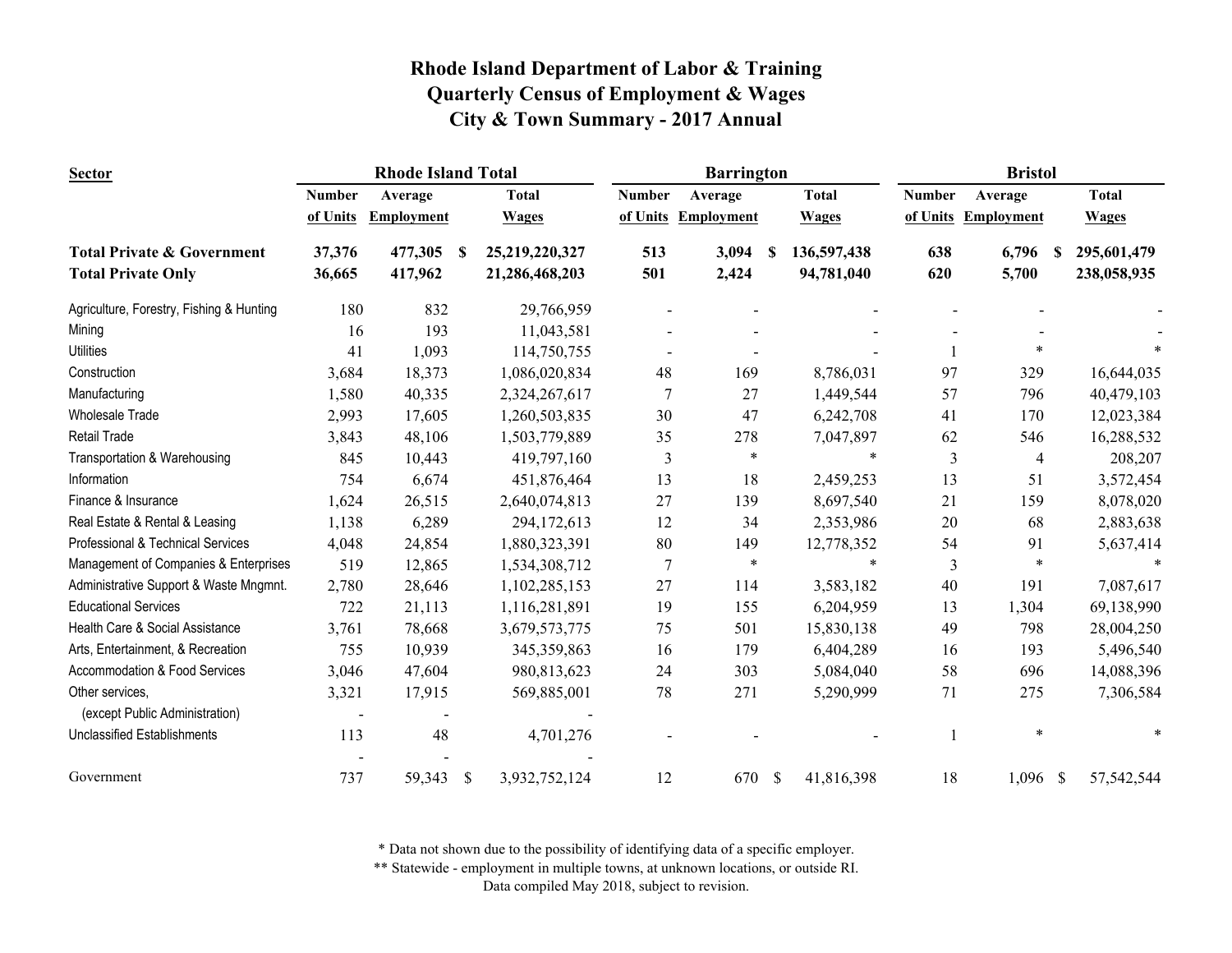# Rhode Island Department of Labor & Training
## Quarterly Census of Employment & Wages
## City & Town Summary - 2017 Annual

| Sector | Rhode Island Total | | | Barrington | | | Bristol | | |
|---|---|---|---|---|---|---|---|---|---|
| | Number of Units | Average Employment | Total Wages | Number of Units | Average Employment | Total Wages | Number of Units | Average Employment | Total Wages |
| **Total Private & Government** | **37,376** | **477,305** | **$ 25,219,220,327** | **513** | **3,094** | **$ 136,597,438** | **638** | **6,796** | **$ 295,601,479** |
| **Total Private Only** | **36,665** | **417,962** | **21,286,468,203** | **501** | **2,424** | **94,781,040** | **620** | **5,700** | **238,058,935** |
| Agriculture, Forestry, Fishing & Hunting | 180 | 832 | 29,766,959 | - | - | - | - | - | - |
| Mining | 16 | 193 | 11,043,581 | - | - | - | - | - | - |
| Utilities | 41 | 1,093 | 114,750,755 | - | - | - | 1 | * | * |
| Construction | 3,684 | 18,373 | 1,086,020,834 | 48 | 169 | 8,786,031 | 97 | 329 | 16,644,035 |
| Manufacturing | 1,580 | 40,335 | 2,324,267,617 | 7 | 27 | 1,449,544 | 57 | 796 | 40,479,103 |
| Wholesale Trade | 2,993 | 17,605 | 1,260,503,835 | 30 | 47 | 6,242,708 | 41 | 170 | 12,023,384 |
| Retail Trade | 3,843 | 48,106 | 1,503,779,889 | 35 | 278 | 7,047,897 | 62 | 546 | 16,288,532 |
| Transportation & Warehousing | 845 | 10,443 | 419,797,160 | 3 | * | * | 3 | 4 | 208,207 |
| Information | 754 | 6,674 | 451,876,464 | 13 | 18 | 2,459,253 | 13 | 51 | 3,572,454 |
| Finance & Insurance | 1,624 | 26,515 | 2,640,074,813 | 27 | 139 | 8,697,540 | 21 | 159 | 8,078,020 |
| Real Estate & Rental & Leasing | 1,138 | 6,289 | 294,172,613 | 12 | 34 | 2,353,986 | 20 | 68 | 2,883,638 |
| Professional & Technical Services | 4,048 | 24,854 | 1,880,323,391 | 80 | 149 | 12,778,352 | 54 | 91 | 5,637,414 |
| Management of Companies & Enterprises | 519 | 12,865 | 1,534,308,712 | 7 | * | * | 3 | * | * |
| Administrative Support & Waste Mngmnt. | 2,780 | 28,646 | 1,102,285,153 | 27 | 114 | 3,583,182 | 40 | 191 | 7,087,617 |
| Educational Services | 722 | 21,113 | 1,116,281,891 | 19 | 155 | 6,204,959 | 13 | 1,304 | 69,138,990 |
| Health Care & Social Assistance | 3,761 | 78,668 | 3,679,573,775 | 75 | 501 | 15,830,138 | 49 | 798 | 28,004,250 |
| Arts, Entertainment, & Recreation | 755 | 10,939 | 345,359,863 | 16 | 179 | 6,404,289 | 16 | 193 | 5,496,540 |
| Accommodation & Food Services | 3,046 | 47,604 | 980,813,623 | 24 | 303 | 5,084,040 | 58 | 696 | 14,088,396 |
| Other services, | 3,321 | 17,915 | 569,885,001 | 78 | 271 | 5,290,999 | 71 | 275 | 7,306,584 |
| (except Public Administration) | - | - | - | | | | | | |
| Unclassified Establishments | 113 | 48 | 4,701,276 | - | - | - | 1 | * | * |
| | - | - | - | | | | | | |
| Government | 737 | 59,343 | $ 3,932,752,124 | 12 | 670 | $ 41,816,398 | 18 | 1,096 | $ 57,542,544 |

\* Data not shown due to the possibility of identifying data of a specific employer.

\** Statewide - employment in multiple towns, at unknown locations, or outside RI.

Data compiled May 2018, subject to revision.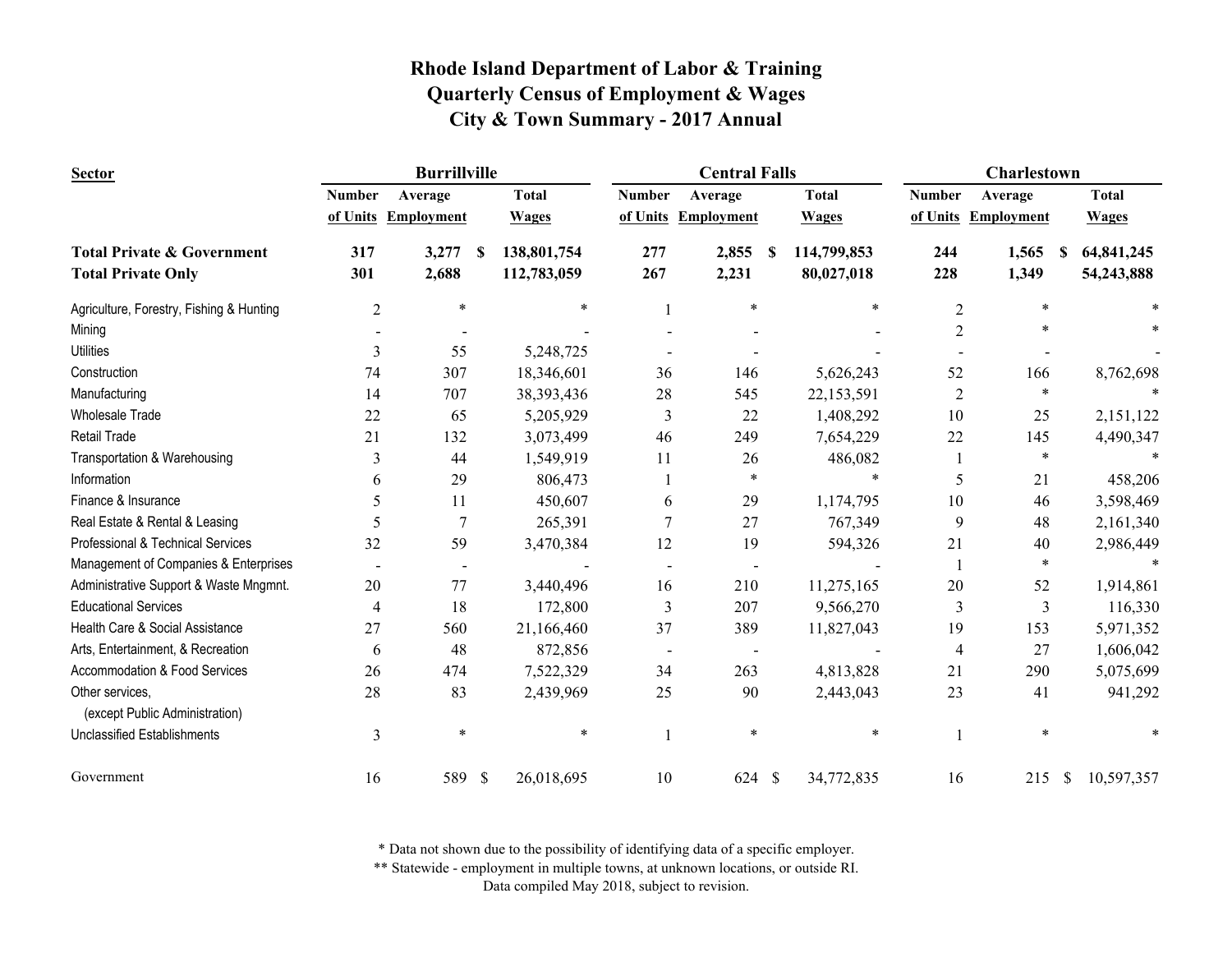# Rhode Island Department of Labor & Training
## Quarterly Census of Employment & Wages
## City & Town Summary - 2017 Annual

| Sector | Burrillville | | | Central Falls | | | Charlestown | | |
|---|---|---|---|---|---|---|---|---|---|
| | Number of Units | Average Employment | Total Wages | Number of Units | Average Employment | Total Wages | Number of Units | Average Employment | Total Wages |
| **Total Private & Government** | **317** | **3,277** | **$ 138,801,754** | **277** | **2,855** | **$ 114,799,853** | **244** | **1,565** | **$ 64,841,245** |
| **Total Private Only** | **301** | **2,688** | **112,783,059** | **267** | **2,231** | **80,027,018** | **228** | **1,349** | **54,243,888** |
| Agriculture, Forestry, Fishing & Hunting | 2 | * | * | 1 | * | * | 2 | * | * |
| Mining | - | - | - | - | - | - | 2 | * | * |
| Utilities | 3 | 55 | 5,248,725 | - | - | - | - | - | - |
| Construction | 74 | 307 | 18,346,601 | 36 | 146 | 5,626,243 | 52 | 166 | 8,762,698 |
| Manufacturing | 14 | 707 | 38,393,436 | 28 | 545 | 22,153,591 | 2 | * | * |
| Wholesale Trade | 22 | 65 | 5,205,929 | 3 | 22 | 1,408,292 | 10 | 25 | 2,151,122 |
| Retail Trade | 21 | 132 | 3,073,499 | 46 | 249 | 7,654,229 | 22 | 145 | 4,490,347 |
| Transportation & Warehousing | 3 | 44 | 1,549,919 | 11 | 26 | 486,082 | 1 | * | * |
| Information | 6 | 29 | 806,473 | 1 | * | * | 5 | 21 | 458,206 |
| Finance & Insurance | 5 | 11 | 450,607 | 6 | 29 | 1,174,795 | 10 | 46 | 3,598,469 |
| Real Estate & Rental & Leasing | 5 | 7 | 265,391 | 7 | 27 | 767,349 | 9 | 48 | 2,161,340 |
| Professional & Technical Services | 32 | 59 | 3,470,384 | 12 | 19 | 594,326 | 21 | 40 | 2,986,449 |
| Management of Companies & Enterprises | - | - | - | - | - | - | 1 | * | * |
| Administrative Support & Waste Mngmnt. | 20 | 77 | 3,440,496 | 16 | 210 | 11,275,165 | 20 | 52 | 1,914,861 |
| Educational Services | 4 | 18 | 172,800 | 3 | 207 | 9,566,270 | 3 | 3 | 116,330 |
| Health Care & Social Assistance | 27 | 560 | 21,166,460 | 37 | 389 | 11,827,043 | 19 | 153 | 5,971,352 |
| Arts, Entertainment, & Recreation | 6 | 48 | 872,856 | - | - | - | 4 | 27 | 1,606,042 |
| Accommodation & Food Services | 26 | 474 | 7,522,329 | 34 | 263 | 4,813,828 | 21 | 290 | 5,075,699 |
| Other services, (except Public Administration) | 28 | 83 | 2,439,969 | 25 | 90 | 2,443,043 | 23 | 41 | 941,292 |
| Unclassified Establishments | 3 | * | * | 1 | * | * | 1 | * | * |
| Government | 16 | 589 | $ 26,018,695 | 10 | 624 | $ 34,772,835 | 16 | 215 | $ 10,597,357 |

\* Data not shown due to the possibility of identifying data of a specific employer.

\*\* Statewide - employment in multiple towns, at unknown locations, or outside RI.

Data compiled May 2018, subject to revision.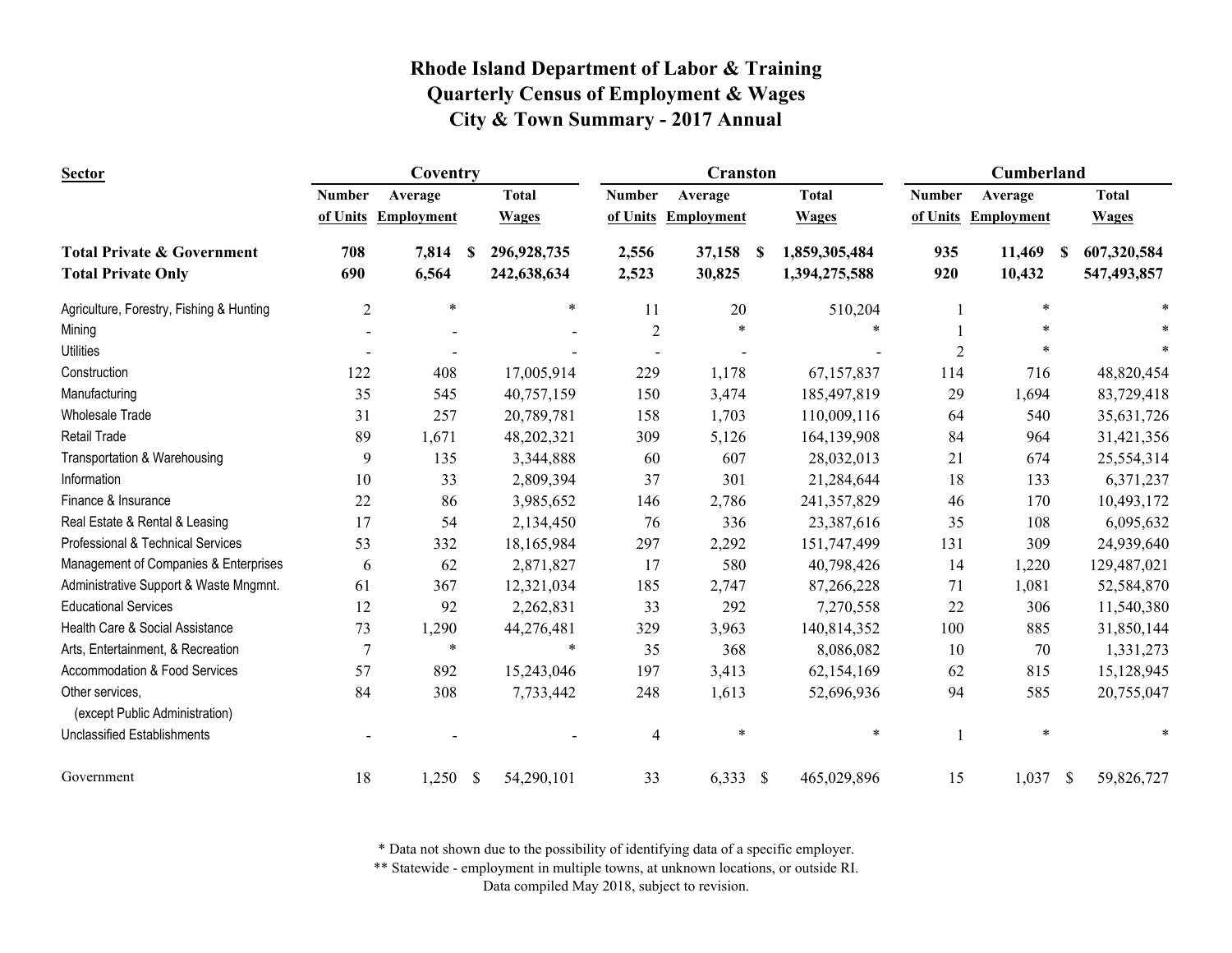# Rhode Island Department of Labor & Training
## Quarterly Census of Employment & Wages
## City & Town Summary - 2017 Annual

| Sector | Coventry | | | Cranston | | | Cumberland | | |
|---|---|---|---|---|---|---|---|---|---|
| | Number of Units | Average Employment | Total Wages | Number of Units | Average Employment | Total Wages | Number of Units | Average Employment | Total Wages |
| **Total Private & Government** | **708** | **7,814** | **$ 296,928,735** | **2,556** | **37,158** | **$ 1,859,305,484** | **935** | **11,469** | **$ 607,320,584** |
| **Total Private Only** | **690** | **6,564** | **242,638,634** | **2,523** | **30,825** | **1,394,275,588** | **920** | **10,432** | **547,493,857** |
| Agriculture, Forestry, Fishing & Hunting | 2 | * | * | 11 | 20 | 510,204 | 1 | * | * |
| Mining | - | - | - | 2 | * | * | 1 | * | * |
| Utilities | - | - | - | - | - | - | 2 | * | * |
| Construction | 122 | 408 | 17,005,914 | 229 | 1,178 | 67,157,837 | 114 | 716 | 48,820,454 |
| Manufacturing | 35 | 545 | 40,757,159 | 150 | 3,474 | 185,497,819 | 29 | 1,694 | 83,729,418 |
| Wholesale Trade | 31 | 257 | 20,789,781 | 158 | 1,703 | 110,009,116 | 64 | 540 | 35,631,726 |
| Retail Trade | 89 | 1,671 | 48,202,321 | 309 | 5,126 | 164,139,908 | 84 | 964 | 31,421,356 |
| Transportation & Warehousing | 9 | 135 | 3,344,888 | 60 | 607 | 28,032,013 | 21 | 674 | 25,554,314 |
| Information | 10 | 33 | 2,809,394 | 37 | 301 | 21,284,644 | 18 | 133 | 6,371,237 |
| Finance & Insurance | 22 | 86 | 3,985,652 | 146 | 2,786 | 241,357,829 | 46 | 170 | 10,493,172 |
| Real Estate & Rental & Leasing | 17 | 54 | 2,134,450 | 76 | 336 | 23,387,616 | 35 | 108 | 6,095,632 |
| Professional & Technical Services | 53 | 332 | 18,165,984 | 297 | 2,292 | 151,747,499 | 131 | 309 | 24,939,640 |
| Management of Companies & Enterprises | 6 | 62 | 2,871,827 | 17 | 580 | 40,798,426 | 14 | 1,220 | 129,487,021 |
| Administrative Support & Waste Mngmnt. | 61 | 367 | 12,321,034 | 185 | 2,747 | 87,266,228 | 71 | 1,081 | 52,584,870 |
| Educational Services | 12 | 92 | 2,262,831 | 33 | 292 | 7,270,558 | 22 | 306 | 11,540,380 |
| Health Care & Social Assistance | 73 | 1,290 | 44,276,481 | 329 | 3,963 | 140,814,352 | 100 | 885 | 31,850,144 |
| Arts, Entertainment, & Recreation | 7 | * | * | 35 | 368 | 8,086,082 | 10 | 70 | 1,331,273 |
| Accommodation & Food Services | 57 | 892 | 15,243,046 | 197 | 3,413 | 62,154,169 | 62 | 815 | 15,128,945 |
| Other services, (except Public Administration) | 84 | 308 | 7,733,442 | 248 | 1,613 | 52,696,936 | 94 | 585 | 20,755,047 |
| Unclassified Establishments | - | - | - | 4 | * | * | 1 | * | * |
| Government | 18 | 1,250 | $ 54,290,101 | 33 | 6,333 | $ 465,029,896 | 15 | 1,037 | $ 59,826,727 |

\* Data not shown due to the possibility of identifying data of a specific employer.

\*\* Statewide - employment in multiple towns, at unknown locations, or outside RI.

Data compiled May 2018, subject to revision.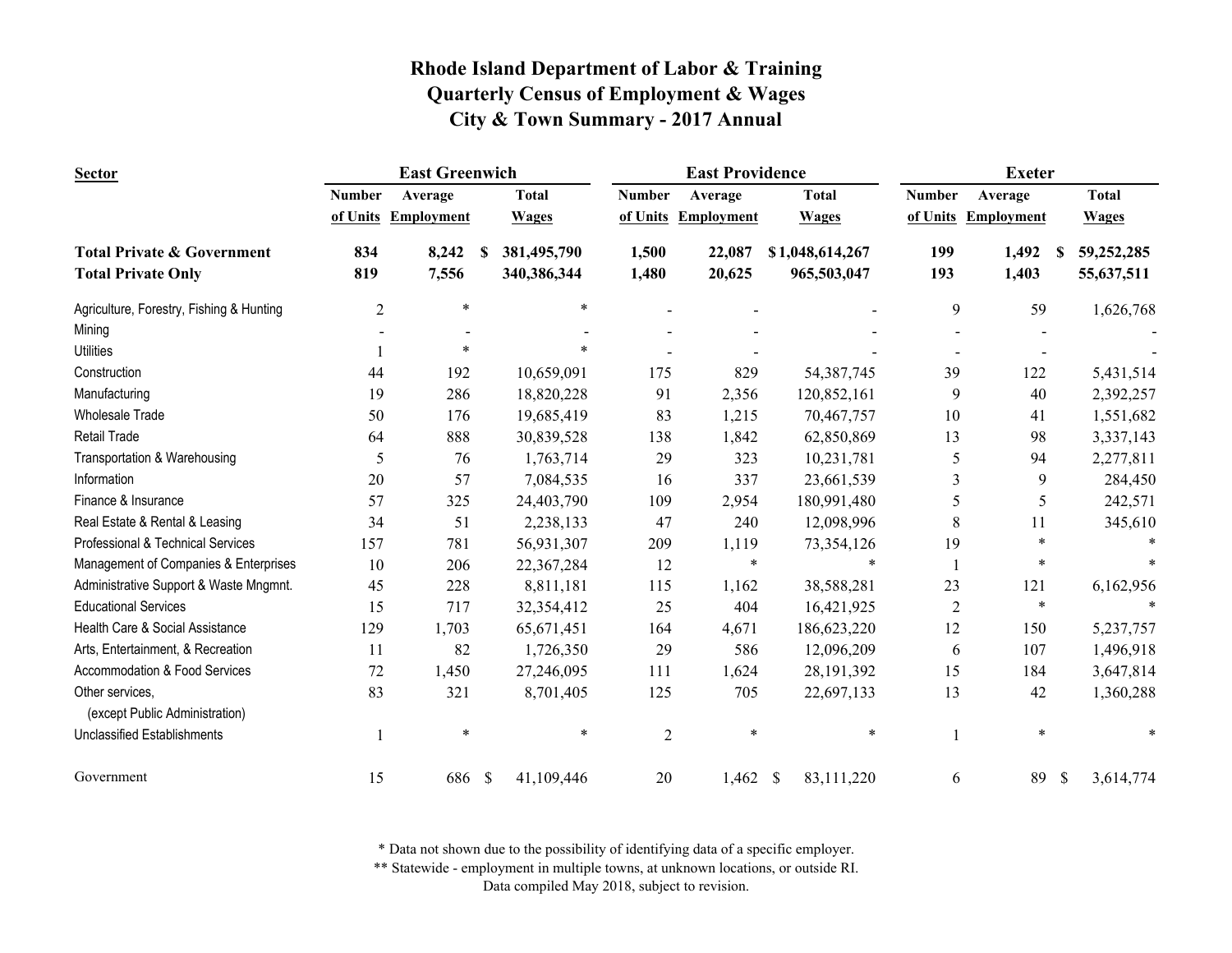# Rhode Island Department of Labor & Training
## Quarterly Census of Employment & Wages
## City & Town Summary - 2017 Annual

| Sector | East Greenwich | | | East Providence | | | Exeter | | |
|---|---|---|---|---|---|---|---|---|---|
| | Number of Units | Average Employment | Total Wages | Number of Units | Average Employment | Total Wages | Number of Units | Average Employment | Total Wages |
| **Total Private & Government** | **834** | **8,242** | **$ 381,495,790** | **1,500** | **22,087** | **$ 1,048,614,267** | **199** | **1,492** | **$ 59,252,285** |
| **Total Private Only** | **819** | **7,556** | **340,386,344** | **1,480** | **20,625** | **965,503,047** | **193** | **1,403** | **55,637,511** |
| Agriculture, Forestry, Fishing & Hunting | 2 | * | * | - | - | - | 9 | 59 | 1,626,768 |
| Mining | - | - | - | - | - | - | - | - | - |
| Utilities | 1 | * | * | - | - | - | - | - | - |
| Construction | 44 | 192 | 10,659,091 | 175 | 829 | 54,387,745 | 39 | 122 | 5,431,514 |
| Manufacturing | 19 | 286 | 18,820,228 | 91 | 2,356 | 120,852,161 | 9 | 40 | 2,392,257 |
| Wholesale Trade | 50 | 176 | 19,685,419 | 83 | 1,215 | 70,467,757 | 10 | 41 | 1,551,682 |
| Retail Trade | 64 | 888 | 30,839,528 | 138 | 1,842 | 62,850,869 | 13 | 98 | 3,337,143 |
| Transportation & Warehousing | 5 | 76 | 1,763,714 | 29 | 323 | 10,231,781 | 5 | 94 | 2,277,811 |
| Information | 20 | 57 | 7,084,535 | 16 | 337 | 23,661,539 | 3 | 9 | 284,450 |
| Finance & Insurance | 57 | 325 | 24,403,790 | 109 | 2,954 | 180,991,480 | 5 | 5 | 242,571 |
| Real Estate & Rental & Leasing | 34 | 51 | 2,238,133 | 47 | 240 | 12,098,996 | 8 | 11 | 345,610 |
| Professional & Technical Services | 157 | 781 | 56,931,307 | 209 | 1,119 | 73,354,126 | 19 | * | * |
| Management of Companies & Enterprises | 10 | 206 | 22,367,284 | 12 | * | * | 1 | * | * |
| Administrative Support & Waste Mngmnt. | 45 | 228 | 8,811,181 | 115 | 1,162 | 38,588,281 | 23 | 121 | 6,162,956 |
| Educational Services | 15 | 717 | 32,354,412 | 25 | 404 | 16,421,925 | 2 | * | * |
| Health Care & Social Assistance | 129 | 1,703 | 65,671,451 | 164 | 4,671 | 186,623,220 | 12 | 150 | 5,237,757 |
| Arts, Entertainment, & Recreation | 11 | 82 | 1,726,350 | 29 | 586 | 12,096,209 | 6 | 107 | 1,496,918 |
| Accommodation & Food Services | 72 | 1,450 | 27,246,095 | 111 | 1,624 | 28,191,392 | 15 | 184 | 3,647,814 |
| Other services, (except Public Administration) | 83 | 321 | 8,701,405 | 125 | 705 | 22,697,133 | 13 | 42 | 1,360,288 |
| Unclassified Establishments | 1 | * | * | 2 | * | * | 1 | * | * |
| Government | 15 | 686 | $ 41,109,446 | 20 | 1,462 | $ 83,111,220 | 6 | 89 | $ 3,614,774 |

\* Data not shown due to the possibility of identifying data of a specific employer.

\*\* Statewide - employment in multiple towns, at unknown locations, or outside RI.

Data compiled May 2018, subject to revision.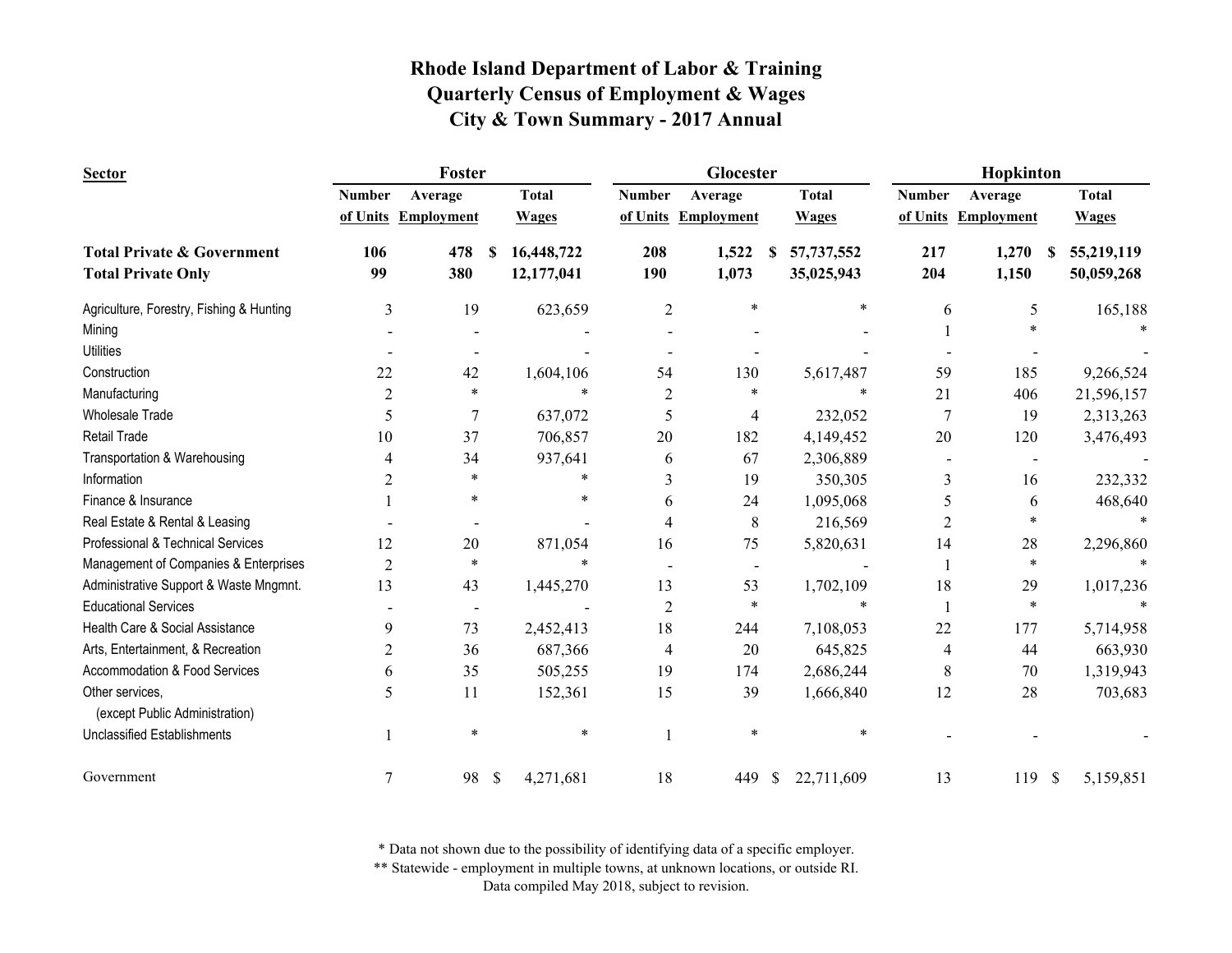# Rhode Island Department of Labor & Training
## Quarterly Census of Employment & Wages
## City & Town Summary - 2017 Annual

| Sector | Foster | | | Glocester | | | Hopkinton | | |
|---|---|---|---|---|---|---|---|---|---|
| | Number of Units | Average Employment | Total Wages | Number of Units | Average Employment | Total Wages | Number of Units | Average Employment | Total Wages |
| **Total Private & Government** | **106** | **478** | **$ 16,448,722** | **208** | **1,522** | **$ 57,737,552** | **217** | **1,270** | **$ 55,219,119** |
| **Total Private Only** | **99** | **380** | **12,177,041** | **190** | **1,073** | **35,025,943** | **204** | **1,150** | **50,059,268** |
| Agriculture, Forestry, Fishing & Hunting | 3 | 19 | 623,659 | 2 | * | * | 6 | 5 | 165,188 |
| Mining | - | - | - | - | - | - | 1 | * | * |
| Utilities | - | - | - | - | - | - | - | - | - |
| Construction | 22 | 42 | 1,604,106 | 54 | 130 | 5,617,487 | 59 | 185 | 9,266,524 |
| Manufacturing | 2 | * | * | 2 | * | * | 21 | 406 | 21,596,157 |
| Wholesale Trade | 5 | 7 | 637,072 | 5 | 4 | 232,052 | 7 | 19 | 2,313,263 |
| Retail Trade | 10 | 37 | 706,857 | 20 | 182 | 4,149,452 | 20 | 120 | 3,476,493 |
| Transportation & Warehousing | 4 | 34 | 937,641 | 6 | 67 | 2,306,889 | - | - | - |
| Information | 2 | * | * | 3 | 19 | 350,305 | 3 | 16 | 232,332 |
| Finance & Insurance | 1 | * | * | 6 | 24 | 1,095,068 | 5 | 6 | 468,640 |
| Real Estate & Rental & Leasing | - | - | - | 4 | 8 | 216,569 | 2 | * | * |
| Professional & Technical Services | 12 | 20 | 871,054 | 16 | 75 | 5,820,631 | 14 | 28 | 2,296,860 |
| Management of Companies & Enterprises | 2 | * | * | - | - | - | 1 | * | * |
| Administrative Support & Waste Mngmnt. | 13 | 43 | 1,445,270 | 13 | 53 | 1,702,109 | 18 | 29 | 1,017,236 |
| Educational Services | - | - | - | 2 | * | * | 1 | * | * |
| Health Care & Social Assistance | 9 | 73 | 2,452,413 | 18 | 244 | 7,108,053 | 22 | 177 | 5,714,958 |
| Arts, Entertainment, & Recreation | 2 | 36 | 687,366 | 4 | 20 | 645,825 | 4 | 44 | 663,930 |
| Accommodation & Food Services | 6 | 35 | 505,255 | 19 | 174 | 2,686,244 | 8 | 70 | 1,319,943 |
| Other services, (except Public Administration) | 5 | 11 | 152,361 | 15 | 39 | 1,666,840 | 12 | 28 | 703,683 |
| Unclassified Establishments | 1 | * | * | 1 | * | * | - | - | - |
| Government | 7 | 98 | $ 4,271,681 | 18 | 449 | $ 22,711,609 | 13 | 119 | $ 5,159,851 |

\* Data not shown due to the possibility of identifying data of a specific employer.
\*\* Statewide - employment in multiple towns, at unknown locations, or outside RI.
Data compiled May 2018, subject to revision.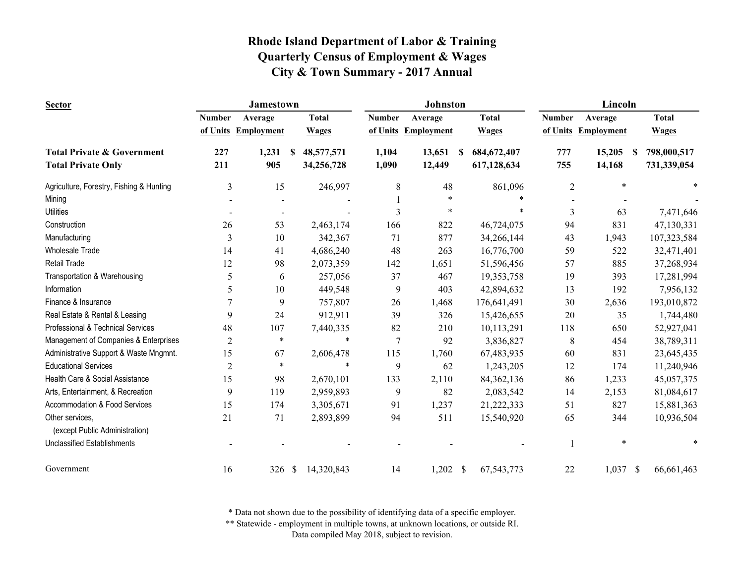# Rhode Island Department of Labor & Training
## Quarterly Census of Employment & Wages
## City & Town Summary - 2017 Annual

| Sector | Jamestown | | | Johnston | | | Lincoln | | |
|---|---|---|---|---|---|---|---|---|---|
| | Number of Units | Average Employment | Total Wages | Number of Units | Average Employment | Total Wages | Number of Units | Average Employment | Total Wages |
| **Total Private & Government** | **227** | **1,231** | **$ 48,577,571** | **1,104** | **13,651** | **$ 684,672,407** | **777** | **15,205** | **$ 798,000,517** |
| **Total Private Only** | **211** | **905** | **34,256,728** | **1,090** | **12,449** | **617,128,634** | **755** | **14,168** | **731,339,054** |
| Agriculture, Forestry, Fishing & Hunting | 3 | 15 | 246,997 | 8 | 48 | 861,096 | 2 | * | * |
| Mining | - | - | - | 1 | * | * | - | - | - |
| Utilities | - | - | - | 3 | * | * | 3 | 63 | 7,471,646 |
| Construction | 26 | 53 | 2,463,174 | 166 | 822 | 46,724,075 | 94 | 831 | 47,130,331 |
| Manufacturing | 3 | 10 | 342,367 | 71 | 877 | 34,266,144 | 43 | 1,943 | 107,323,584 |
| Wholesale Trade | 14 | 41 | 4,686,240 | 48 | 263 | 16,776,700 | 59 | 522 | 32,471,401 |
| Retail Trade | 12 | 98 | 2,073,359 | 142 | 1,651 | 51,596,456 | 57 | 885 | 37,268,934 |
| Transportation & Warehousing | 5 | 6 | 257,056 | 37 | 467 | 19,353,758 | 19 | 393 | 17,281,994 |
| Information | 5 | 10 | 449,548 | 9 | 403 | 42,894,632 | 13 | 192 | 7,956,132 |
| Finance & Insurance | 7 | 9 | 757,807 | 26 | 1,468 | 176,641,491 | 30 | 2,636 | 193,010,872 |
| Real Estate & Rental & Leasing | 9 | 24 | 912,911 | 39 | 326 | 15,426,655 | 20 | 35 | 1,744,480 |
| Professional & Technical Services | 48 | 107 | 7,440,335 | 82 | 210 | 10,113,291 | 118 | 650 | 52,927,041 |
| Management of Companies & Enterprises | 2 | * | * | 7 | 92 | 3,836,827 | 8 | 454 | 38,789,311 |
| Administrative Support & Waste Mngmnt. | 15 | 67 | 2,606,478 | 115 | 1,760 | 67,483,935 | 60 | 831 | 23,645,435 |
| Educational Services | 2 | * | * | 9 | 62 | 1,243,205 | 12 | 174 | 11,240,946 |
| Health Care & Social Assistance | 15 | 98 | 2,670,101 | 133 | 2,110 | 84,362,136 | 86 | 1,233 | 45,057,375 |
| Arts, Entertainment, & Recreation | 9 | 119 | 2,959,893 | 9 | 82 | 2,083,542 | 14 | 2,153 | 81,084,617 |
| Accommodation & Food Services | 15 | 174 | 3,305,671 | 91 | 1,237 | 21,222,333 | 51 | 827 | 15,881,363 |
| Other services, (except Public Administration) | 21 | 71 | 2,893,899 | 94 | 511 | 15,540,920 | 65 | 344 | 10,936,504 |
| Unclassified Establishments | - | - | - | - | - | - | 1 | * | * |
| Government | 16 | 326 | $ 14,320,843 | 14 | 1,202 | $ 67,543,773 | 22 | 1,037 | $ 66,661,463 |

\* Data not shown due to the possibility of identifying data of a specific employer.

\*\* Statewide - employment in multiple towns, at unknown locations, or outside RI.

Data compiled May 2018, subject to revision.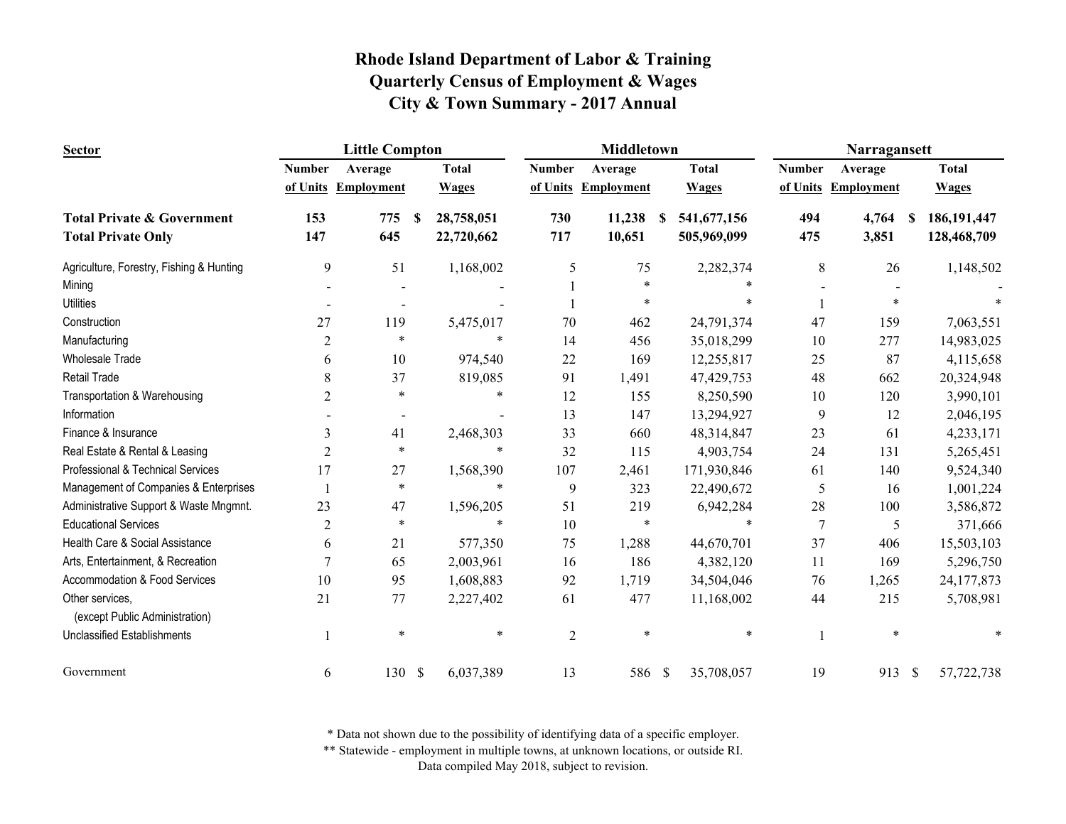# Rhode Island Department of Labor & Training
## Quarterly Census of Employment & Wages
## City & Town Summary - 2017 Annual

| Sector | Little Compton | | | Middletown | | | Narragansett | | |
|---|---|---|---|---|---|---|---|---|---|
| | Number of Units | Average Employment | Total Wages | Number of Units | Average Employment | Total Wages | Number of Units | Average Employment | Total Wages |
| **Total Private & Government** | **153** | **775** | **$ 28,758,051** | **730** | **11,238** | **$ 541,677,156** | **494** | **4,764** | **$ 186,191,447** |
| **Total Private Only** | **147** | **645** | **22,720,662** | **717** | **10,651** | **505,969,099** | **475** | **3,851** | **128,468,709** |
| Agriculture, Forestry, Fishing & Hunting | 9 | 51 | 1,168,002 | 5 | 75 | 2,282,374 | 8 | 26 | 1,148,502 |
| Mining | - | - | - | 1 | * | * | - | - | - |
| Utilities | - | - | - | 1 | * | * | 1 | * | * |
| Construction | 27 | 119 | 5,475,017 | 70 | 462 | 24,791,374 | 47 | 159 | 7,063,551 |
| Manufacturing | 2 | * | * | 14 | 456 | 35,018,299 | 10 | 277 | 14,983,025 |
| Wholesale Trade | 6 | 10 | 974,540 | 22 | 169 | 12,255,817 | 25 | 87 | 4,115,658 |
| Retail Trade | 8 | 37 | 819,085 | 91 | 1,491 | 47,429,753 | 48 | 662 | 20,324,948 |
| Transportation & Warehousing | 2 | * | * | 12 | 155 | 8,250,590 | 10 | 120 | 3,990,101 |
| Information | - | - | - | 13 | 147 | 13,294,927 | 9 | 12 | 2,046,195 |
| Finance & Insurance | 3 | 41 | 2,468,303 | 33 | 660 | 48,314,847 | 23 | 61 | 4,233,171 |
| Real Estate & Rental & Leasing | 2 | * | * | 32 | 115 | 4,903,754 | 24 | 131 | 5,265,451 |
| Professional & Technical Services | 17 | 27 | 1,568,390 | 107 | 2,461 | 171,930,846 | 61 | 140 | 9,524,340 |
| Management of Companies & Enterprises | 1 | * | * | 9 | 323 | 22,490,672 | 5 | 16 | 1,001,224 |
| Administrative Support & Waste Mngmnt. | 23 | 47 | 1,596,205 | 51 | 219 | 6,942,284 | 28 | 100 | 3,586,872 |
| Educational Services | 2 | * | * | 10 | * | * | 7 | 5 | 371,666 |
| Health Care & Social Assistance | 6 | 21 | 577,350 | 75 | 1,288 | 44,670,701 | 37 | 406 | 15,503,103 |
| Arts, Entertainment, & Recreation | 7 | 65 | 2,003,961 | 16 | 186 | 4,382,120 | 11 | 169 | 5,296,750 |
| Accommodation & Food Services | 10 | 95 | 1,608,883 | 92 | 1,719 | 34,504,046 | 76 | 1,265 | 24,177,873 |
| Other services, (except Public Administration) | 21 | 77 | 2,227,402 | 61 | 477 | 11,168,002 | 44 | 215 | 5,708,981 |
| Unclassified Establishments | 1 | * | * | 2 | * | * | 1 | * | * |
| Government | 6 | 130 | $ 6,037,389 | 13 | 586 | $ 35,708,057 | 19 | 913 | $ 57,722,738 |

\* Data not shown due to the possibility of identifying data of a specific employer.
\** Statewide - employment in multiple towns, at unknown locations, or outside RI.
Data compiled May 2018, subject to revision.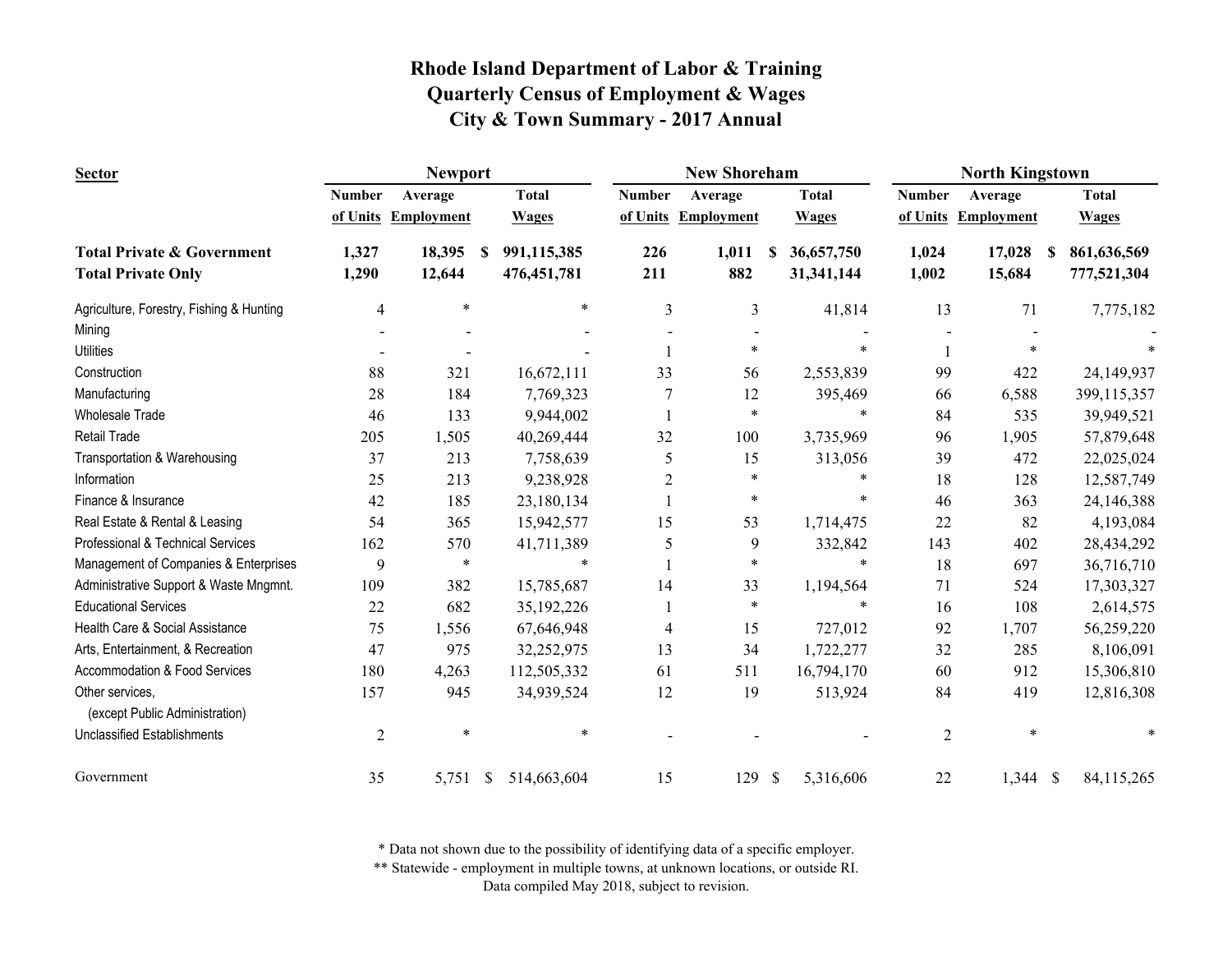# Rhode Island Department of Labor & Training
## Quarterly Census of Employment & Wages
## City & Town Summary - 2017 Annual

| Sector | Newport | | | New Shoreham | | | North Kingstown | | |
|---|---|---|---|---|---|---|---|---|---|
| | Number of Units | Average Employment | Total Wages | Number of Units | Average Employment | Total Wages | Number of Units | Average Employment | Total Wages |
| **Total Private & Government** | **1,327** | **18,395** | **$ 991,115,385** | **226** | **1,011** | **$ 36,657,750** | **1,024** | **17,028** | **$ 861,636,569** |
| **Total Private Only** | **1,290** | **12,644** | **476,451,781** | **211** | **882** | **31,341,144** | **1,002** | **15,684** | **777,521,304** |
| Agriculture, Forestry, Fishing & Hunting | 4 | * | * | 3 | 3 | 41,814 | 13 | 71 | 7,775,182 |
| Mining | - | - | - | - | - | - | - | - | - |
| Utilities | - | - | - | 1 | * | * | 1 | * | * |
| Construction | 88 | 321 | 16,672,111 | 33 | 56 | 2,553,839 | 99 | 422 | 24,149,937 |
| Manufacturing | 28 | 184 | 7,769,323 | 7 | 12 | 395,469 | 66 | 6,588 | 399,115,357 |
| Wholesale Trade | 46 | 133 | 9,944,002 | 1 | * | * | 84 | 535 | 39,949,521 |
| Retail Trade | 205 | 1,505 | 40,269,444 | 32 | 100 | 3,735,969 | 96 | 1,905 | 57,879,648 |
| Transportation & Warehousing | 37 | 213 | 7,758,639 | 5 | 15 | 313,056 | 39 | 472 | 22,025,024 |
| Information | 25 | 213 | 9,238,928 | 2 | * | * | 18 | 128 | 12,587,749 |
| Finance & Insurance | 42 | 185 | 23,180,134 | 1 | * | * | 46 | 363 | 24,146,388 |
| Real Estate & Rental & Leasing | 54 | 365 | 15,942,577 | 15 | 53 | 1,714,475 | 22 | 82 | 4,193,084 |
| Professional & Technical Services | 162 | 570 | 41,711,389 | 5 | 9 | 332,842 | 143 | 402 | 28,434,292 |
| Management of Companies & Enterprises | 9 | * | * | 1 | * | * | 18 | 697 | 36,716,710 |
| Administrative Support & Waste Mngmnt. | 109 | 382 | 15,785,687 | 14 | 33 | 1,194,564 | 71 | 524 | 17,303,327 |
| Educational Services | 22 | 682 | 35,192,226 | 1 | * | * | 16 | 108 | 2,614,575 |
| Health Care & Social Assistance | 75 | 1,556 | 67,646,948 | 4 | 15 | 727,012 | 92 | 1,707 | 56,259,220 |
| Arts, Entertainment, & Recreation | 47 | 975 | 32,252,975 | 13 | 34 | 1,722,277 | 32 | 285 | 8,106,091 |
| Accommodation & Food Services | 180 | 4,263 | 112,505,332 | 61 | 511 | 16,794,170 | 60 | 912 | 15,306,810 |
| Other services, (except Public Administration) | 157 | 945 | 34,939,524 | 12 | 19 | 513,924 | 84 | 419 | 12,816,308 |
| Unclassified Establishments | 2 | * | * | - | - | - | 2 | * | * |
| Government | 35 | 5,751 | $ 514,663,604 | 15 | 129 | $ 5,316,606 | 22 | 1,344 | $ 84,115,265 |

* Data not shown due to the possibility of identifying data of a specific employer.

** Statewide - employment in multiple towns, at unknown locations, or outside RI.

Data compiled May 2018, subject to revision.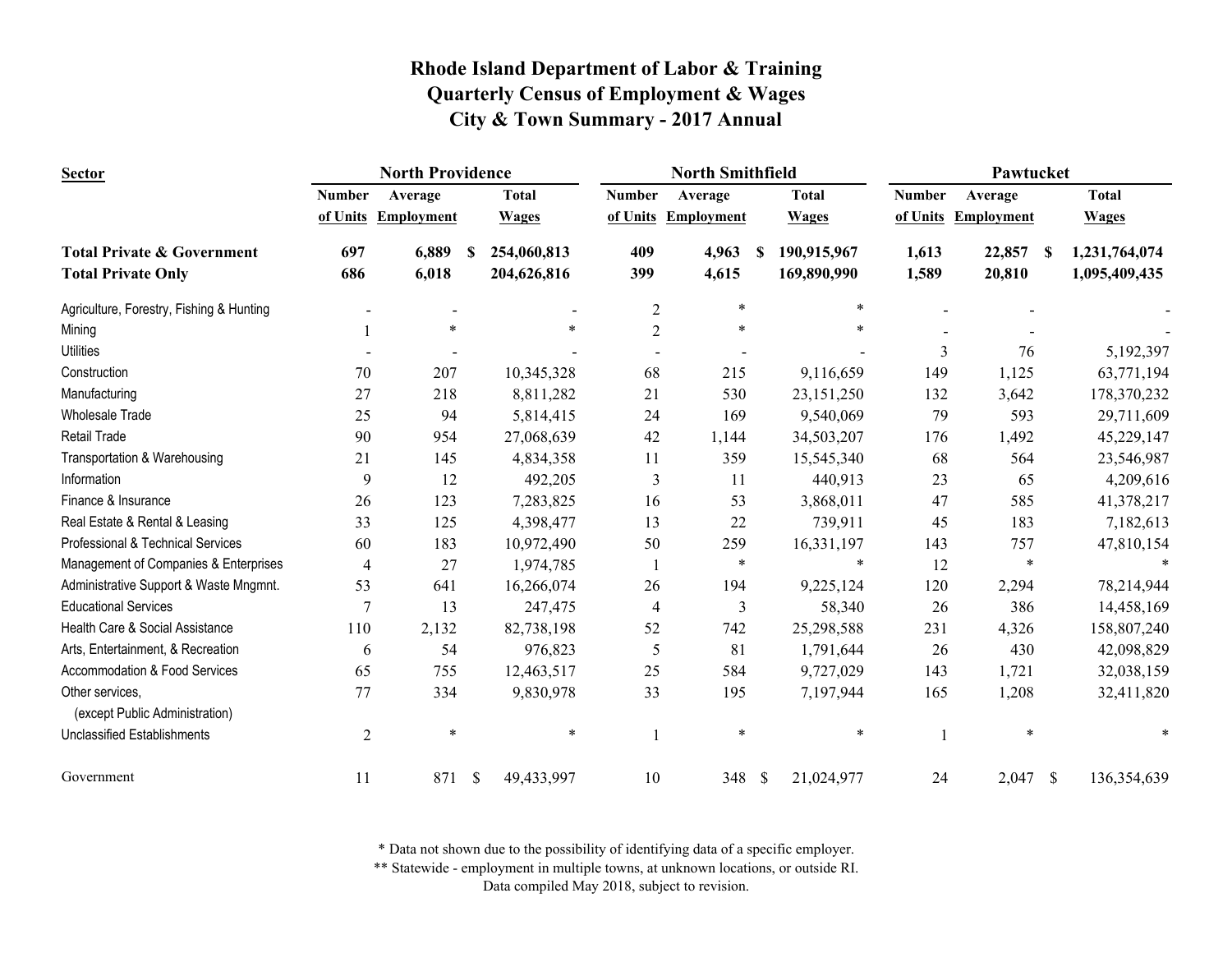# Rhode Island Department of Labor & Training
## Quarterly Census of Employment & Wages
## City & Town Summary - 2017 Annual

| Sector | North Providence | | | North Smithfield | | | Pawtucket | | |
|---|---|---|---|---|---|---|---|---|---|
| | Number of Units | Average Employment | Total Wages | Number of Units | Average Employment | Total Wages | Number of Units | Average Employment | Total Wages |
| **Total Private & Government** | **697** | **6,889** | **$ 254,060,813** | **409** | **4,963** | **$ 190,915,967** | **1,613** | **22,857** | **$ 1,231,764,074** |
| **Total Private Only** | **686** | **6,018** | **204,626,816** | **399** | **4,615** | **169,890,990** | **1,589** | **20,810** | **1,095,409,435** |
| Agriculture, Forestry, Fishing & Hunting | - | - | - | 2 | * | * | - | - | - |
| Mining | 1 | * | * | 2 | * | * | - | - | - |
| Utilities | - | - | - | - | - | - | 3 | 76 | 5,192,397 |
| Construction | 70 | 207 | 10,345,328 | 68 | 215 | 9,116,659 | 149 | 1,125 | 63,771,194 |
| Manufacturing | 27 | 218 | 8,811,282 | 21 | 530 | 23,151,250 | 132 | 3,642 | 178,370,232 |
| Wholesale Trade | 25 | 94 | 5,814,415 | 24 | 169 | 9,540,069 | 79 | 593 | 29,711,609 |
| Retail Trade | 90 | 954 | 27,068,639 | 42 | 1,144 | 34,503,207 | 176 | 1,492 | 45,229,147 |
| Transportation & Warehousing | 21 | 145 | 4,834,358 | 11 | 359 | 15,545,340 | 68 | 564 | 23,546,987 |
| Information | 9 | 12 | 492,205 | 3 | 11 | 440,913 | 23 | 65 | 4,209,616 |
| Finance & Insurance | 26 | 123 | 7,283,825 | 16 | 53 | 3,868,011 | 47 | 585 | 41,378,217 |
| Real Estate & Rental & Leasing | 33 | 125 | 4,398,477 | 13 | 22 | 739,911 | 45 | 183 | 7,182,613 |
| Professional & Technical Services | 60 | 183 | 10,972,490 | 50 | 259 | 16,331,197 | 143 | 757 | 47,810,154 |
| Management of Companies & Enterprises | 4 | 27 | 1,974,785 | 1 | * | * | 12 | * | * |
| Administrative Support & Waste Mngmnt. | 53 | 641 | 16,266,074 | 26 | 194 | 9,225,124 | 120 | 2,294 | 78,214,944 |
| Educational Services | 7 | 13 | 247,475 | 4 | 3 | 58,340 | 26 | 386 | 14,458,169 |
| Health Care & Social Assistance | 110 | 2,132 | 82,738,198 | 52 | 742 | 25,298,588 | 231 | 4,326 | 158,807,240 |
| Arts, Entertainment, & Recreation | 6 | 54 | 976,823 | 5 | 81 | 1,791,644 | 26 | 430 | 42,098,829 |
| Accommodation & Food Services | 65 | 755 | 12,463,517 | 25 | 584 | 9,727,029 | 143 | 1,721 | 32,038,159 |
| Other services, (except Public Administration) | 77 | 334 | 9,830,978 | 33 | 195 | 7,197,944 | 165 | 1,208 | 32,411,820 |
| Unclassified Establishments | 2 | * | * | 1 | * | * | 1 | * | * |
| Government | 11 | 871 | $ 49,433,997 | 10 | 348 | $ 21,024,977 | 24 | 2,047 | $ 136,354,639 |

\* Data not shown due to the possibility of identifying data of a specific employer.

\*\* Statewide - employment in multiple towns, at unknown locations, or outside RI.

Data compiled May 2018, subject to revision.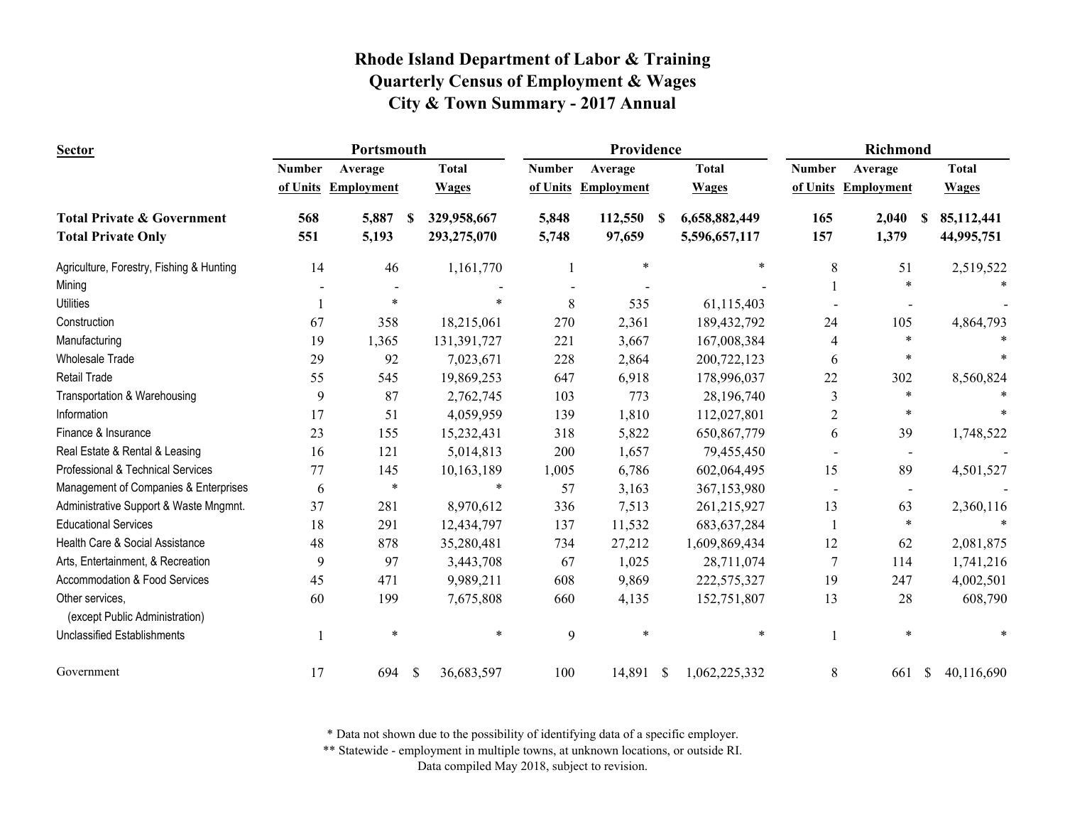# Rhode Island Department of Labor & Training
## Quarterly Census of Employment & Wages
## City & Town Summary - 2017 Annual

| Sector | Portsmouth | | | Providence | | | Richmond | | |
|---|---|---|---|---|---|---|---|---|---|
| | Number of Units | Average Employment | Total Wages | Number of Units | Average Employment | Total Wages | Number of Units | Average Employment | Total Wages |
| **Total Private & Government** | **568** | **5,887** | **$ 329,958,667** | **5,848** | **112,550** | **$ 6,658,882,449** | **165** | **2,040** | **$ 85,112,441** |
| **Total Private Only** | **551** | **5,193** | **293,275,070** | **5,748** | **97,659** | **5,596,657,117** | **157** | **1,379** | **44,995,751** |
| Agriculture, Forestry, Fishing & Hunting | 14 | 46 | 1,161,770 | 1 | * | * | 8 | 51 | 2,519,522 |
| Mining | - | - | - | - | - | - | 1 | * | * |
| Utilities | 1 | * | * | 8 | 535 | 61,115,403 | - | - | - |
| Construction | 67 | 358 | 18,215,061 | 270 | 2,361 | 189,432,792 | 24 | 105 | 4,864,793 |
| Manufacturing | 19 | 1,365 | 131,391,727 | 221 | 3,667 | 167,008,384 | 4 | * | * |
| Wholesale Trade | 29 | 92 | 7,023,671 | 228 | 2,864 | 200,722,123 | 6 | * | * |
| Retail Trade | 55 | 545 | 19,869,253 | 647 | 6,918 | 178,996,037 | 22 | 302 | 8,560,824 |
| Transportation & Warehousing | 9 | 87 | 2,762,745 | 103 | 773 | 28,196,740 | 3 | * | * |
| Information | 17 | 51 | 4,059,959 | 139 | 1,810 | 112,027,801 | 2 | * | * |
| Finance & Insurance | 23 | 155 | 15,232,431 | 318 | 5,822 | 650,867,779 | 6 | 39 | 1,748,522 |
| Real Estate & Rental & Leasing | 16 | 121 | 5,014,813 | 200 | 1,657 | 79,455,450 | - | - | - |
| Professional & Technical Services | 77 | 145 | 10,163,189 | 1,005 | 6,786 | 602,064,495 | 15 | 89 | 4,501,527 |
| Management of Companies & Enterprises | 6 | * | * | 57 | 3,163 | 367,153,980 | - | - | - |
| Administrative Support & Waste Mngmnt. | 37 | 281 | 8,970,612 | 336 | 7,513 | 261,215,927 | 13 | 63 | 2,360,116 |
| Educational Services | 18 | 291 | 12,434,797 | 137 | 11,532 | 683,637,284 | 1 | * | * |
| Health Care & Social Assistance | 48 | 878 | 35,280,481 | 734 | 27,212 | 1,609,869,434 | 12 | 62 | 2,081,875 |
| Arts, Entertainment, & Recreation | 9 | 97 | 3,443,708 | 67 | 1,025 | 28,711,074 | 7 | 114 | 1,741,216 |
| Accommodation & Food Services | 45 | 471 | 9,989,211 | 608 | 9,869 | 222,575,327 | 19 | 247 | 4,002,501 |
| Other services, (except Public Administration) | 60 | 199 | 7,675,808 | 660 | 4,135 | 152,751,807 | 13 | 28 | 608,790 |
| Unclassified Establishments | 1 | * | * | 9 | * | * | 1 | * | * |
| Government | 17 | 694 | $ 36,683,597 | 100 | 14,891 | $ 1,062,225,332 | 8 | 661 | $ 40,116,690 |

\* Data not shown due to the possibility of identifying data of a specific employer.

\*\* Statewide - employment in multiple towns, at unknown locations, or outside RI.

Data compiled May 2018, subject to revision.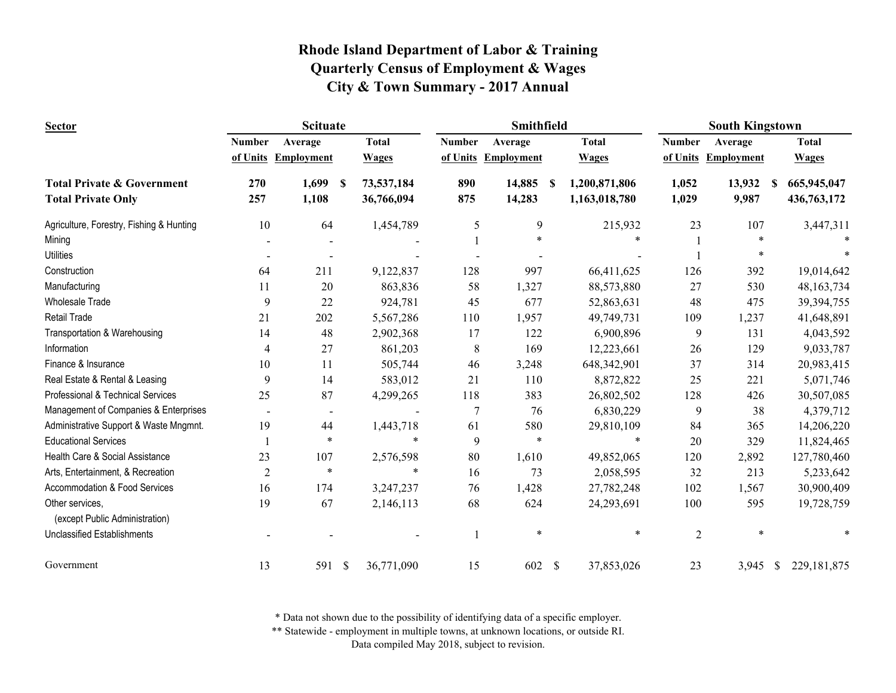# Rhode Island Department of Labor & Training
## Quarterly Census of Employment & Wages
## City & Town Summary - 2017 Annual

| Sector | Scituate | | | Smithfield | | | South Kingstown | | |
|---|---|---|---|---|---|---|---|---|---|
| | Number of Units | Average Employment | Total Wages | Number of Units | Average Employment | Total Wages | Number of Units | Average Employment | Total Wages |
| **Total Private & Government** | **270** | **1,699** | **$ 73,537,184** | **890** | **14,885** | **$ 1,200,871,806** | **1,052** | **13,932** | **$ 665,945,047** |
| **Total Private Only** | **257** | **1,108** | **36,766,094** | **875** | **14,283** | **1,163,018,780** | **1,029** | **9,987** | **436,763,172** |
| Agriculture, Forestry, Fishing & Hunting | 10 | 64 | 1,454,789 | 5 | 9 | 215,932 | 23 | 107 | 3,447,311 |
| Mining | - | - | - | 1 | * | * | 1 | * | * |
| Utilities | - | - | - | - | - | - | 1 | * | * |
| Construction | 64 | 211 | 9,122,837 | 128 | 997 | 66,411,625 | 126 | 392 | 19,014,642 |
| Manufacturing | 11 | 20 | 863,836 | 58 | 1,327 | 88,573,880 | 27 | 530 | 48,163,734 |
| Wholesale Trade | 9 | 22 | 924,781 | 45 | 677 | 52,863,631 | 48 | 475 | 39,394,755 |
| Retail Trade | 21 | 202 | 5,567,286 | 110 | 1,957 | 49,749,731 | 109 | 1,237 | 41,648,891 |
| Transportation & Warehousing | 14 | 48 | 2,902,368 | 17 | 122 | 6,900,896 | 9 | 131 | 4,043,592 |
| Information | 4 | 27 | 861,203 | 8 | 169 | 12,223,661 | 26 | 129 | 9,033,787 |
| Finance & Insurance | 10 | 11 | 505,744 | 46 | 3,248 | 648,342,901 | 37 | 314 | 20,983,415 |
| Real Estate & Rental & Leasing | 9 | 14 | 583,012 | 21 | 110 | 8,872,822 | 25 | 221 | 5,071,746 |
| Professional & Technical Services | 25 | 87 | 4,299,265 | 118 | 383 | 26,802,502 | 128 | 426 | 30,507,085 |
| Management of Companies & Enterprises | - | - | - | 7 | 76 | 6,830,229 | 9 | 38 | 4,379,712 |
| Administrative Support & Waste Mngmnt. | 19 | 44 | 1,443,718 | 61 | 580 | 29,810,109 | 84 | 365 | 14,206,220 |
| Educational Services | 1 | * | * | 9 | * | * | 20 | 329 | 11,824,465 |
| Health Care & Social Assistance | 23 | 107 | 2,576,598 | 80 | 1,610 | 49,852,065 | 120 | 2,892 | 127,780,460 |
| Arts, Entertainment, & Recreation | 2 | * | * | 16 | 73 | 2,058,595 | 32 | 213 | 5,233,642 |
| Accommodation & Food Services | 16 | 174 | 3,247,237 | 76 | 1,428 | 27,782,248 | 102 | 1,567 | 30,900,409 |
| Other services, (except Public Administration) | 19 | 67 | 2,146,113 | 68 | 624 | 24,293,691 | 100 | 595 | 19,728,759 |
| Unclassified Establishments | - | - | - | 1 | * | * | 2 | * | * |
| Government | 13 | 591 | $ 36,771,090 | 15 | 602 | $ 37,853,026 | 23 | 3,945 | $ 229,181,875 |

* Data not shown due to the possibility of identifying data of a specific employer.
** Statewide - employment in multiple towns, at unknown locations, or outside RI.
Data compiled May 2018, subject to revision.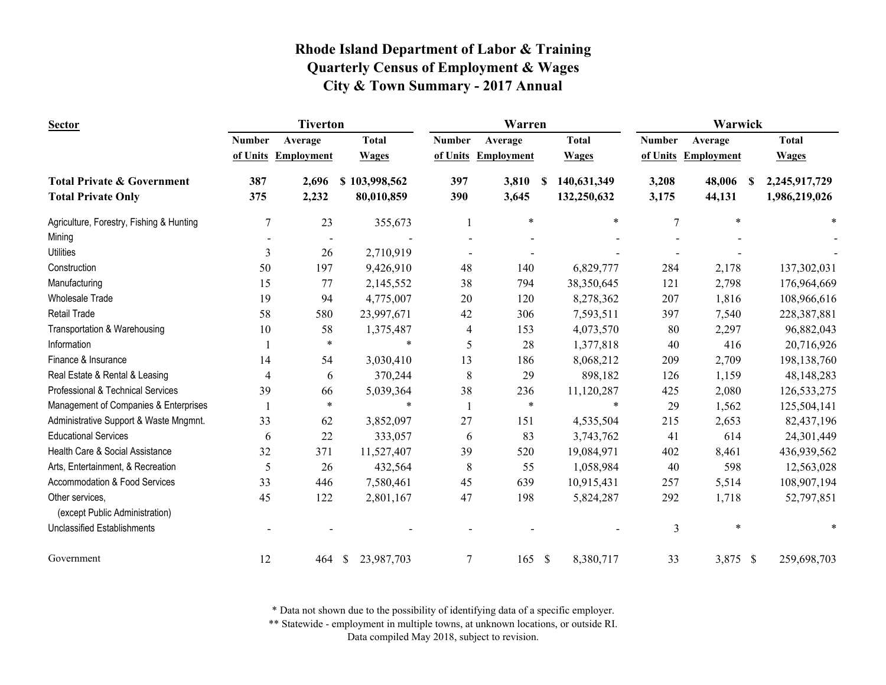# Rhode Island Department of Labor & Training
## Quarterly Census of Employment & Wages
## City & Town Summary - 2017 Annual

| Sector | Tiverton | | | Warren | | | Warwick | | |
|---|---|---|---|---|---|---|---|---|---|
| | Number of Units | Average Employment | Total Wages | Number of Units | Average Employment | Total Wages | Number of Units | Average Employment | Total Wages |
| **Total Private & Government** | **387** | **2,696** | **$ 103,998,562** | **397** | **3,810** | **$ 140,631,349** | **3,208** | **48,006** | **$ 2,245,917,729** |
| **Total Private Only** | **375** | **2,232** | **80,010,859** | **390** | **3,645** | **132,250,632** | **3,175** | **44,131** | **1,986,219,026** |
| Agriculture, Forestry, Fishing & Hunting | 7 | 23 | 355,673 | 1 | * | * | 7 | * | * |
| Mining | - | - | - | - | - | - | - | - | - |
| Utilities | 3 | 26 | 2,710,919 | - | - | - | - | - | - |
| Construction | 50 | 197 | 9,426,910 | 48 | 140 | 6,829,777 | 284 | 2,178 | 137,302,031 |
| Manufacturing | 15 | 77 | 2,145,552 | 38 | 794 | 38,350,645 | 121 | 2,798 | 176,964,669 |
| Wholesale Trade | 19 | 94 | 4,775,007 | 20 | 120 | 8,278,362 | 207 | 1,816 | 108,966,616 |
| Retail Trade | 58 | 580 | 23,997,671 | 42 | 306 | 7,593,511 | 397 | 7,540 | 228,387,881 |
| Transportation & Warehousing | 10 | 58 | 1,375,487 | 4 | 153 | 4,073,570 | 80 | 2,297 | 96,882,043 |
| Information | 1 | * | * | 5 | 28 | 1,377,818 | 40 | 416 | 20,716,926 |
| Finance & Insurance | 14 | 54 | 3,030,410 | 13 | 186 | 8,068,212 | 209 | 2,709 | 198,138,760 |
| Real Estate & Rental & Leasing | 4 | 6 | 370,244 | 8 | 29 | 898,182 | 126 | 1,159 | 48,148,283 |
| Professional & Technical Services | 39 | 66 | 5,039,364 | 38 | 236 | 11,120,287 | 425 | 2,080 | 126,533,275 |
| Management of Companies & Enterprises | 1 | * | * | 1 | * | * | 29 | 1,562 | 125,504,141 |
| Administrative Support & Waste Mngmnt. | 33 | 62 | 3,852,097 | 27 | 151 | 4,535,504 | 215 | 2,653 | 82,437,196 |
| Educational Services | 6 | 22 | 333,057 | 6 | 83 | 3,743,762 | 41 | 614 | 24,301,449 |
| Health Care & Social Assistance | 32 | 371 | 11,527,407 | 39 | 520 | 19,084,971 | 402 | 8,461 | 436,939,562 |
| Arts, Entertainment, & Recreation | 5 | 26 | 432,564 | 8 | 55 | 1,058,984 | 40 | 598 | 12,563,028 |
| Accommodation & Food Services | 33 | 446 | 7,580,461 | 45 | 639 | 10,915,431 | 257 | 5,514 | 108,907,194 |
| Other services, (except Public Administration) | 45 | 122 | 2,801,167 | 47 | 198 | 5,824,287 | 292 | 1,718 | 52,797,851 |
| Unclassified Establishments | - | - | - | - | - | - | 3 | * | * |
| Government | 12 | 464 | $ 23,987,703 | 7 | 165 | $ 8,380,717 | 33 | 3,875 | $ 259,698,703 |

\* Data not shown due to the possibility of identifying data of a specific employer.
\*\* Statewide - employment in multiple towns, at unknown locations, or outside RI.
Data compiled May 2018, subject to revision.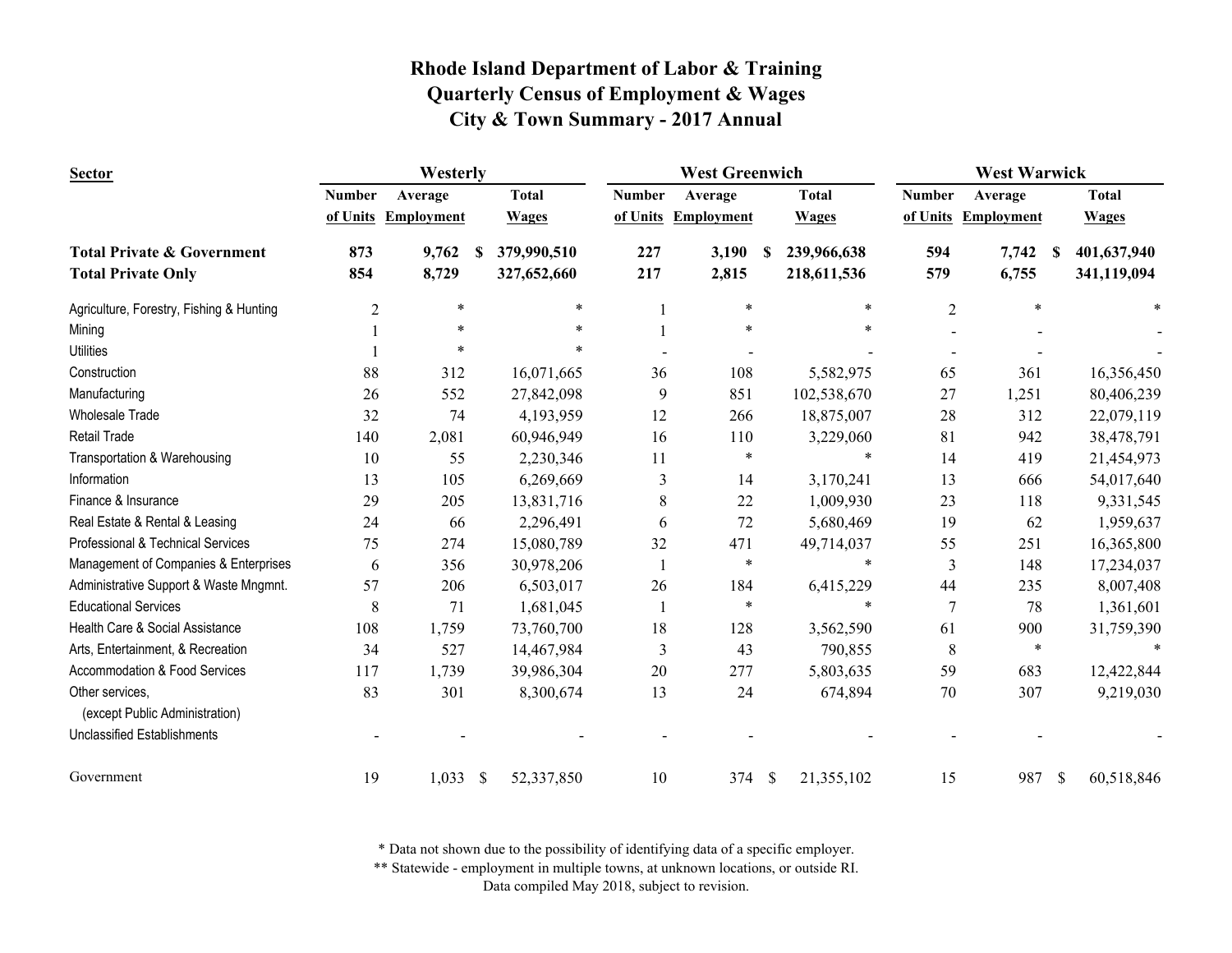# Rhode Island Department of Labor & Training
## Quarterly Census of Employment & Wages
## City & Town Summary - 2017 Annual

| Sector | Westerly | | | West Greenwich | | | West Warwick | | |
|---|---|---|---|---|---|---|---|---|---|
| | Number of Units | Average Employment | Total Wages | Number of Units | Average Employment | Total Wages | Number of Units | Average Employment | Total Wages |
| **Total Private & Government** | **873** | **9,762** | **$ 379,990,510** | **227** | **3,190** | **$ 239,966,638** | **594** | **7,742** | **$ 401,637,940** |
| **Total Private Only** | **854** | **8,729** | **327,652,660** | **217** | **2,815** | **218,611,536** | **579** | **6,755** | **341,119,094** |
| Agriculture, Forestry, Fishing & Hunting | 2 | * | * | 1 | * | * | 2 | * | * |
| Mining | 1 | * | * | 1 | * | * | - | - | - |
| Utilities | 1 | * | * | - | - | - | - | - | - |
| Construction | 88 | 312 | 16,071,665 | 36 | 108 | 5,582,975 | 65 | 361 | 16,356,450 |
| Manufacturing | 26 | 552 | 27,842,098 | 9 | 851 | 102,538,670 | 27 | 1,251 | 80,406,239 |
| Wholesale Trade | 32 | 74 | 4,193,959 | 12 | 266 | 18,875,007 | 28 | 312 | 22,079,119 |
| Retail Trade | 140 | 2,081 | 60,946,949 | 16 | 110 | 3,229,060 | 81 | 942 | 38,478,791 |
| Transportation & Warehousing | 10 | 55 | 2,230,346 | 11 | * | * | 14 | 419 | 21,454,973 |
| Information | 13 | 105 | 6,269,669 | 3 | 14 | 3,170,241 | 13 | 666 | 54,017,640 |
| Finance & Insurance | 29 | 205 | 13,831,716 | 8 | 22 | 1,009,930 | 23 | 118 | 9,331,545 |
| Real Estate & Rental & Leasing | 24 | 66 | 2,296,491 | 6 | 72 | 5,680,469 | 19 | 62 | 1,959,637 |
| Professional & Technical Services | 75 | 274 | 15,080,789 | 32 | 471 | 49,714,037 | 55 | 251 | 16,365,800 |
| Management of Companies & Enterprises | 6 | 356 | 30,978,206 | 1 | * | * | 3 | 148 | 17,234,037 |
| Administrative Support & Waste Mngmnt. | 57 | 206 | 6,503,017 | 26 | 184 | 6,415,229 | 44 | 235 | 8,007,408 |
| Educational Services | 8 | 71 | 1,681,045 | 1 | * | * | 7 | 78 | 1,361,601 |
| Health Care & Social Assistance | 108 | 1,759 | 73,760,700 | 18 | 128 | 3,562,590 | 61 | 900 | 31,759,390 |
| Arts, Entertainment, & Recreation | 34 | 527 | 14,467,984 | 3 | 43 | 790,855 | 8 | * | * |
| Accommodation & Food Services | 117 | 1,739 | 39,986,304 | 20 | 277 | 5,803,635 | 59 | 683 | 12,422,844 |
| Other services, (except Public Administration) | 83 | 301 | 8,300,674 | 13 | 24 | 674,894 | 70 | 307 | 9,219,030 |
| Unclassified Establishments | - | - | - | - | - | - | - | - | - |
| Government | 19 | 1,033 | $ 52,337,850 | 10 | 374 | $ 21,355,102 | 15 | 987 | $ 60,518,846 |

\* Data not shown due to the possibility of identifying data of a specific employer.

\*\* Statewide - employment in multiple towns, at unknown locations, or outside RI.

Data compiled May 2018, subject to revision.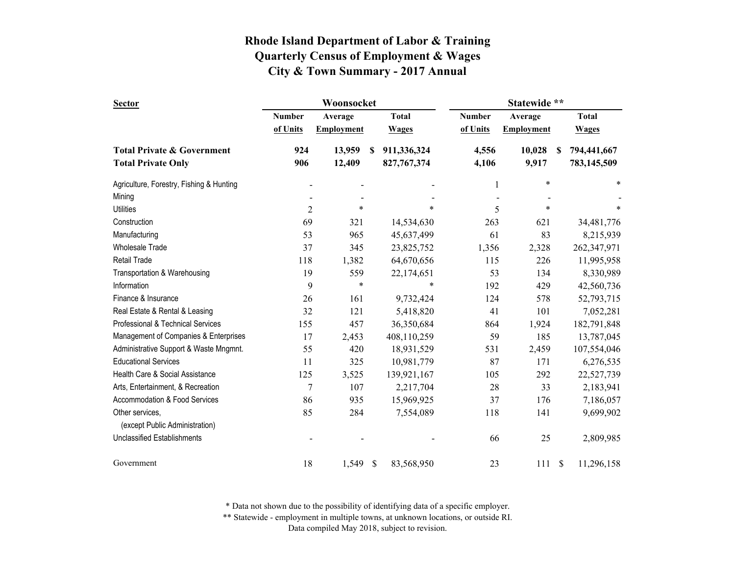# Rhode Island Department of Labor & Training
# Quarterly Census of Employment & Wages
# City & Town Summary - 2017 Annual

| Sector | Woonsocket | | | Statewide ** | | |
|---|---|---|---|---|---|---|
| | Number of Units | Average Employment | Total Wages | Number of Units | Average Employment | Total Wages |
| **Total Private & Government** | **924** | **13,959** | **$ 911,336,324** | **4,556** | **10,028** | **$ 794,441,667** |
| **Total Private Only** | **906** | **12,409** | **827,767,374** | **4,106** | **9,917** | **783,145,509** |
| Agriculture, Forestry, Fishing & Hunting | - | - | - | 1 | * | * |
| Mining | - | - | - | - | - | - |
| Utilities | 2 | * | * | 5 | * | * |
| Construction | 69 | 321 | 14,534,630 | 263 | 621 | 34,481,776 |
| Manufacturing | 53 | 965 | 45,637,499 | 61 | 83 | 8,215,939 |
| Wholesale Trade | 37 | 345 | 23,825,752 | 1,356 | 2,328 | 262,347,971 |
| Retail Trade | 118 | 1,382 | 64,670,656 | 115 | 226 | 11,995,958 |
| Transportation & Warehousing | 19 | 559 | 22,174,651 | 53 | 134 | 8,330,989 |
| Information | 9 | * | * | 192 | 429 | 42,560,736 |
| Finance & Insurance | 26 | 161 | 9,732,424 | 124 | 578 | 52,793,715 |
| Real Estate & Rental & Leasing | 32 | 121 | 5,418,820 | 41 | 101 | 7,052,281 |
| Professional & Technical Services | 155 | 457 | 36,350,684 | 864 | 1,924 | 182,791,848 |
| Management of Companies & Enterprises | 17 | 2,453 | 408,110,259 | 59 | 185 | 13,787,045 |
| Administrative Support & Waste Mngmnt. | 55 | 420 | 18,931,529 | 531 | 2,459 | 107,554,046 |
| Educational Services | 11 | 325 | 10,981,779 | 87 | 171 | 6,276,535 |
| Health Care & Social Assistance | 125 | 3,525 | 139,921,167 | 105 | 292 | 22,527,739 |
| Arts, Entertainment, & Recreation | 7 | 107 | 2,217,704 | 28 | 33 | 2,183,941 |
| Accommodation & Food Services | 86 | 935 | 15,969,925 | 37 | 176 | 7,186,057 |
| Other services, (except Public Administration) | 85 | 284 | 7,554,089 | 118 | 141 | 9,699,902 |
| Unclassified Establishments | - | - | - | 66 | 25 | 2,809,985 |
| Government | 18 | 1,549 | $ 83,568,950 | 23 | 111 | $ 11,296,158 |

\* Data not shown due to the possibility of identifying data of a specific employer.
\*\* Statewide - employment in multiple towns, at unknown locations, or outside RI.
Data compiled May 2018, subject to revision.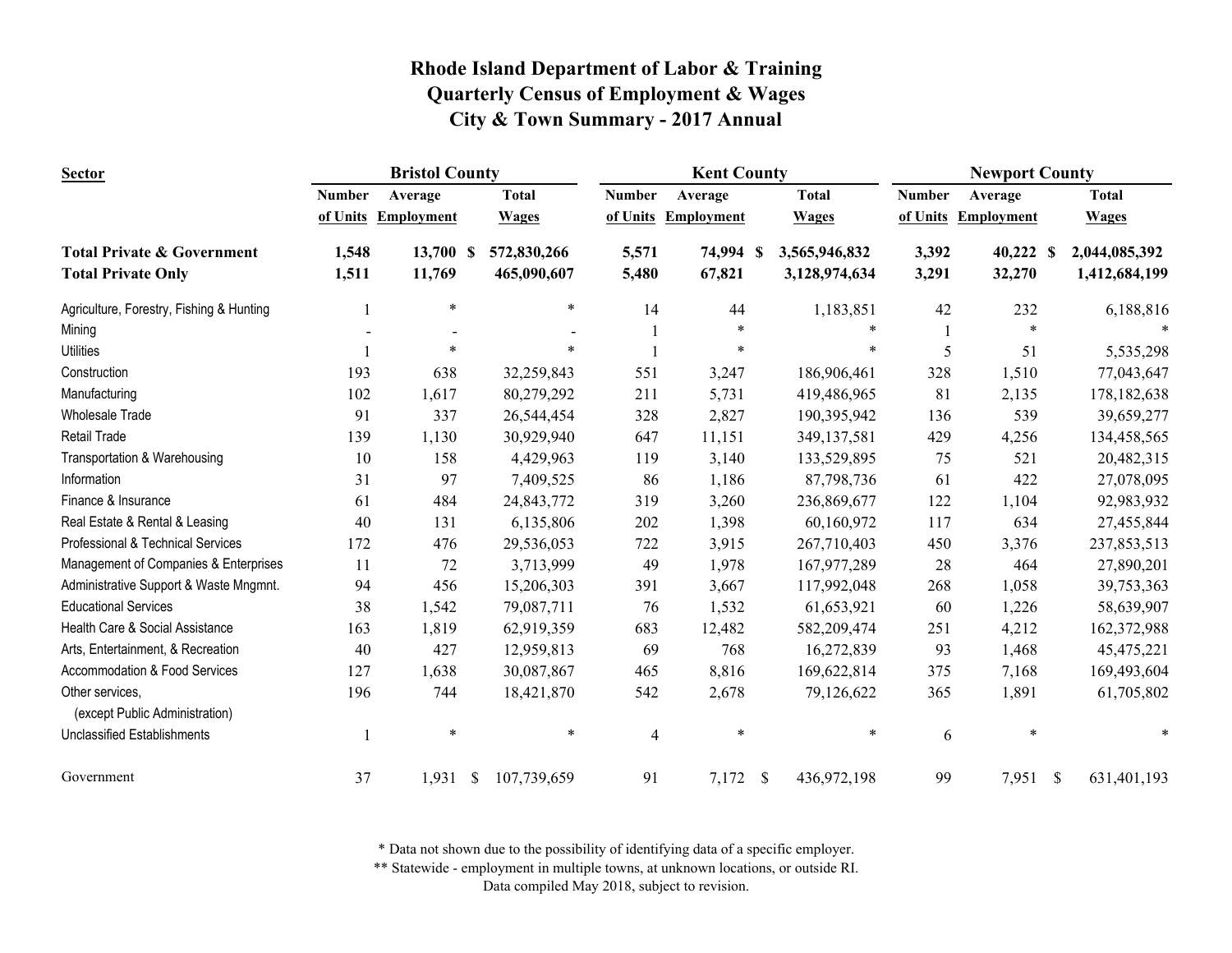# Rhode Island Department of Labor & Training
## Quarterly Census of Employment & Wages
## City & Town Summary - 2017 Annual

| Sector | Bristol County | | | Kent County | | | Newport County | | |
|---|---|---|---|---|---|---|---|---|---|
| | Number of Units | Average Employment | Total Wages | Number of Units | Average Employment | Total Wages | Number of Units | Average Employment | Total Wages |
| **Total Private & Government** | **1,548** | **13,700** | **$ 572,830,266** | **5,571** | **74,994** | **$ 3,565,946,832** | **3,392** | **40,222** | **$ 2,044,085,392** |
| **Total Private Only** | **1,511** | **11,769** | **465,090,607** | **5,480** | **67,821** | **3,128,974,634** | **3,291** | **32,270** | **1,412,684,199** |
| Agriculture, Forestry, Fishing & Hunting | 1 | * | * | 14 | 44 | 1,183,851 | 42 | 232 | 6,188,816 |
| Mining | - | - | - | 1 | * | * | 1 | * | * |
| Utilities | 1 | * | * | 1 | * | * | 5 | 51 | 5,535,298 |
| Construction | 193 | 638 | 32,259,843 | 551 | 3,247 | 186,906,461 | 328 | 1,510 | 77,043,647 |
| Manufacturing | 102 | 1,617 | 80,279,292 | 211 | 5,731 | 419,486,965 | 81 | 2,135 | 178,182,638 |
| Wholesale Trade | 91 | 337 | 26,544,454 | 328 | 2,827 | 190,395,942 | 136 | 539 | 39,659,277 |
| Retail Trade | 139 | 1,130 | 30,929,940 | 647 | 11,151 | 349,137,581 | 429 | 4,256 | 134,458,565 |
| Transportation & Warehousing | 10 | 158 | 4,429,963 | 119 | 3,140 | 133,529,895 | 75 | 521 | 20,482,315 |
| Information | 31 | 97 | 7,409,525 | 86 | 1,186 | 87,798,736 | 61 | 422 | 27,078,095 |
| Finance & Insurance | 61 | 484 | 24,843,772 | 319 | 3,260 | 236,869,677 | 122 | 1,104 | 92,983,932 |
| Real Estate & Rental & Leasing | 40 | 131 | 6,135,806 | 202 | 1,398 | 60,160,972 | 117 | 634 | 27,455,844 |
| Professional & Technical Services | 172 | 476 | 29,536,053 | 722 | 3,915 | 267,710,403 | 450 | 3,376 | 237,853,513 |
| Management of Companies & Enterprises | 11 | 72 | 3,713,999 | 49 | 1,978 | 167,977,289 | 28 | 464 | 27,890,201 |
| Administrative Support & Waste Mngmnt. | 94 | 456 | 15,206,303 | 391 | 3,667 | 117,992,048 | 268 | 1,058 | 39,753,363 |
| Educational Services | 38 | 1,542 | 79,087,711 | 76 | 1,532 | 61,653,921 | 60 | 1,226 | 58,639,907 |
| Health Care & Social Assistance | 163 | 1,819 | 62,919,359 | 683 | 12,482 | 582,209,474 | 251 | 4,212 | 162,372,988 |
| Arts, Entertainment, & Recreation | 40 | 427 | 12,959,813 | 69 | 768 | 16,272,839 | 93 | 1,468 | 45,475,221 |
| Accommodation & Food Services | 127 | 1,638 | 30,087,867 | 465 | 8,816 | 169,622,814 | 375 | 7,168 | 169,493,604 |
| Other services, (except Public Administration) | 196 | 744 | 18,421,870 | 542 | 2,678 | 79,126,622 | 365 | 1,891 | 61,705,802 |
| Unclassified Establishments | 1 | * | * | 4 | * | * | 6 | * | * |
| Government | 37 | 1,931 | $ 107,739,659 | 91 | 7,172 | $ 436,972,198 | 99 | 7,951 | $ 631,401,193 |

\* Data not shown due to the possibility of identifying data of a specific employer.

\*\* Statewide - employment in multiple towns, at unknown locations, or outside RI.

Data compiled May 2018, subject to revision.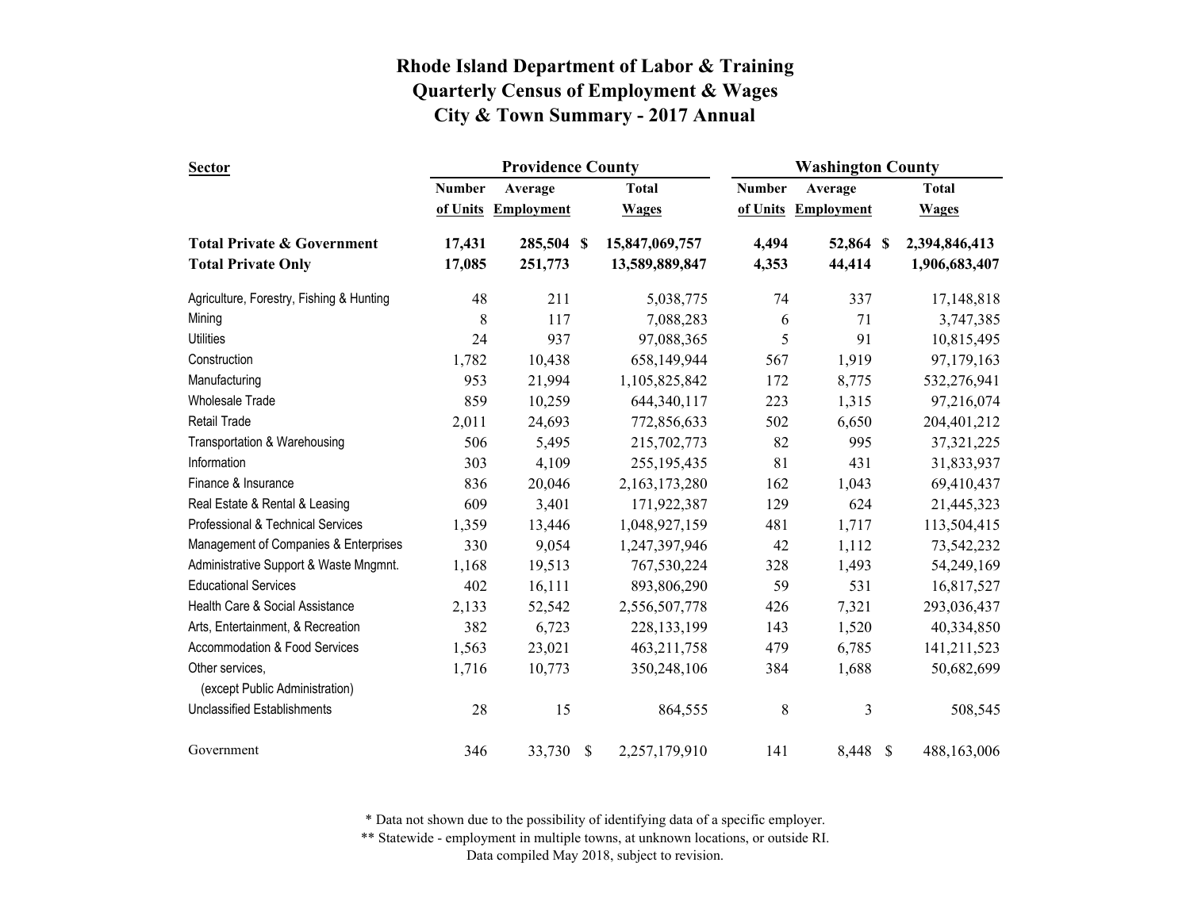# Rhode Island Department of Labor & Training
## Quarterly Census of Employment & Wages
## City & Town Summary - 2017 Annual

| Sector | Providence County | | | Washington County | | |
|---|---|---|---|---|---|---|
| | Number of Units | Average Employment | Total Wages | Number of Units | Average Employment | Total Wages |
| **Total Private & Government** | **17,431** | **285,504** | **$ 15,847,069,757** | **4,494** | **52,864** | **$ 2,394,846,413** |
| **Total Private Only** | **17,085** | **251,773** | **13,589,889,847** | **4,353** | **44,414** | **1,906,683,407** |
| Agriculture, Forestry, Fishing & Hunting | 48 | 211 | 5,038,775 | 74 | 337 | 17,148,818 |
| Mining | 8 | 117 | 7,088,283 | 6 | 71 | 3,747,385 |
| Utilities | 24 | 937 | 97,088,365 | 5 | 91 | 10,815,495 |
| Construction | 1,782 | 10,438 | 658,149,944 | 567 | 1,919 | 97,179,163 |
| Manufacturing | 953 | 21,994 | 1,105,825,842 | 172 | 8,775 | 532,276,941 |
| Wholesale Trade | 859 | 10,259 | 644,340,117 | 223 | 1,315 | 97,216,074 |
| Retail Trade | 2,011 | 24,693 | 772,856,633 | 502 | 6,650 | 204,401,212 |
| Transportation & Warehousing | 506 | 5,495 | 215,702,773 | 82 | 995 | 37,321,225 |
| Information | 303 | 4,109 | 255,195,435 | 81 | 431 | 31,833,937 |
| Finance & Insurance | 836 | 20,046 | 2,163,173,280 | 162 | 1,043 | 69,410,437 |
| Real Estate & Rental & Leasing | 609 | 3,401 | 171,922,387 | 129 | 624 | 21,445,323 |
| Professional & Technical Services | 1,359 | 13,446 | 1,048,927,159 | 481 | 1,717 | 113,504,415 |
| Management of Companies & Enterprises | 330 | 9,054 | 1,247,397,946 | 42 | 1,112 | 73,542,232 |
| Administrative Support & Waste Mngmnt. | 1,168 | 19,513 | 767,530,224 | 328 | 1,493 | 54,249,169 |
| Educational Services | 402 | 16,111 | 893,806,290 | 59 | 531 | 16,817,527 |
| Health Care & Social Assistance | 2,133 | 52,542 | 2,556,507,778 | 426 | 7,321 | 293,036,437 |
| Arts, Entertainment, & Recreation | 382 | 6,723 | 228,133,199 | 143 | 1,520 | 40,334,850 |
| Accommodation & Food Services | 1,563 | 23,021 | 463,211,758 | 479 | 6,785 | 141,211,523 |
| Other services, (except Public Administration) | 1,716 | 10,773 | 350,248,106 | 384 | 1,688 | 50,682,699 |
| Unclassified Establishments | 28 | 15 | 864,555 | 8 | 3 | 508,545 |
| Government | 346 | 33,730 | $ 2,257,179,910 | 141 | 8,448 | $ 488,163,006 |

\* Data not shown due to the possibility of identifying data of a specific employer.

\*\* Statewide - employment in multiple towns, at unknown locations, or outside RI.

Data compiled May 2018, subject to revision.